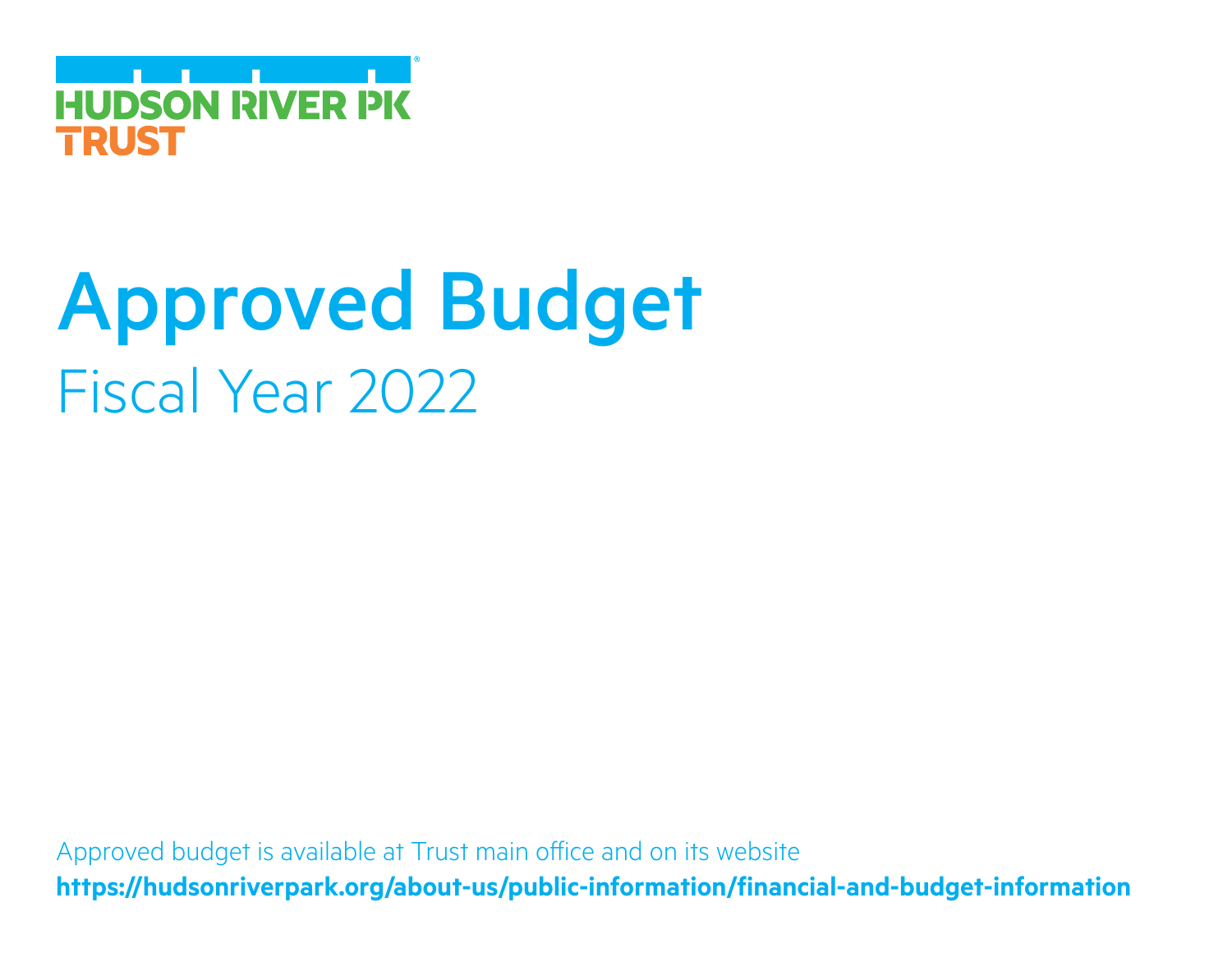HUDSON RIVER PK TRUST

# Approved Budget

## Fiscal Year 2022

Approved budget is available at Trust main office and on its website

**https://hudsonriverpark.org/about-us/public-information/financial-and-budget-information**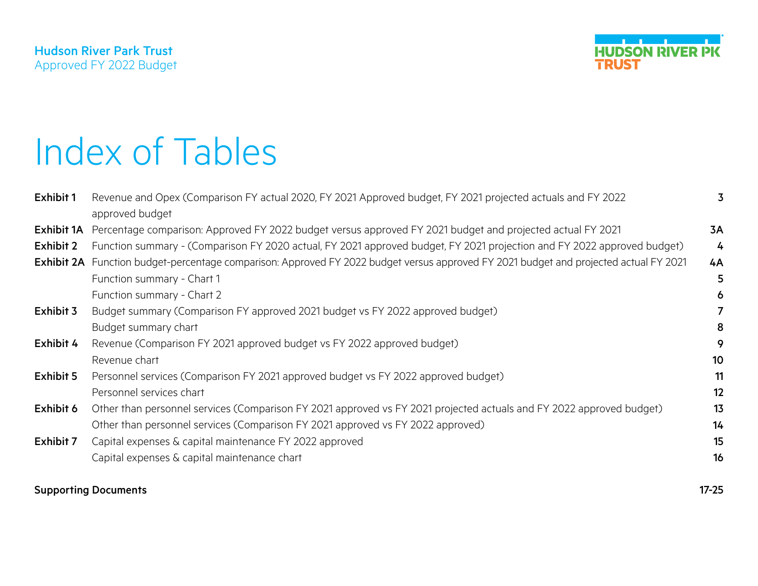# Index of Tables

| | | |
|---|---|---|
| **Exhibit 1** | Revenue and Opex (Comparison FY actual 2020, FY 2021 Approved budget, FY 2021 projected actuals and FY 2022 approved budget | **3** |
| **Exhibit 1A** | Percentage comparison: Approved FY 2022 budget versus approved FY 2021 budget and projected actual FY 2021 | **3A** |
| **Exhibit 2** | Function summary - (Comparison FY 2020 actual, FY 2021 approved budget, FY 2021 projection and FY 2022 approved budget) | **4** |
| **Exhibit 2A** | Function budget-percentage comparison: Approved FY 2022 budget versus approved FY 2021 budget and projected actual FY 2021 | **4A** |
| | Function summary - Chart 1 | **5** |
| | Function summary - Chart 2 | **6** |
| **Exhibit 3** | Budget summary (Comparison FY approved 2021 budget vs FY 2022 approved budget) | **7** |
| | Budget summary chart | **8** |
| **Exhibit 4** | Revenue (Comparison FY 2021 approved budget vs FY 2022 approved budget) | **9** |
| | Revenue chart | **10** |
| **Exhibit 5** | Personnel services (Comparison FY 2021 approved budget vs FY 2022 approved budget) | **11** |
| | Personnel services chart | **12** |
| **Exhibit 6** | Other than personnel services (Comparison FY 2021 approved vs FY 2021 projected actuals and FY 2022 approved budget) | **13** |
| | Other than personnel services (Comparison FY 2021 approved vs FY 2022 approved) | **14** |
| **Exhibit 7** | Capital expenses & capital maintenance FY 2022 approved | **15** |
| | Capital expenses & capital maintenance chart | **16** |

**Supporting Documents** **17-25**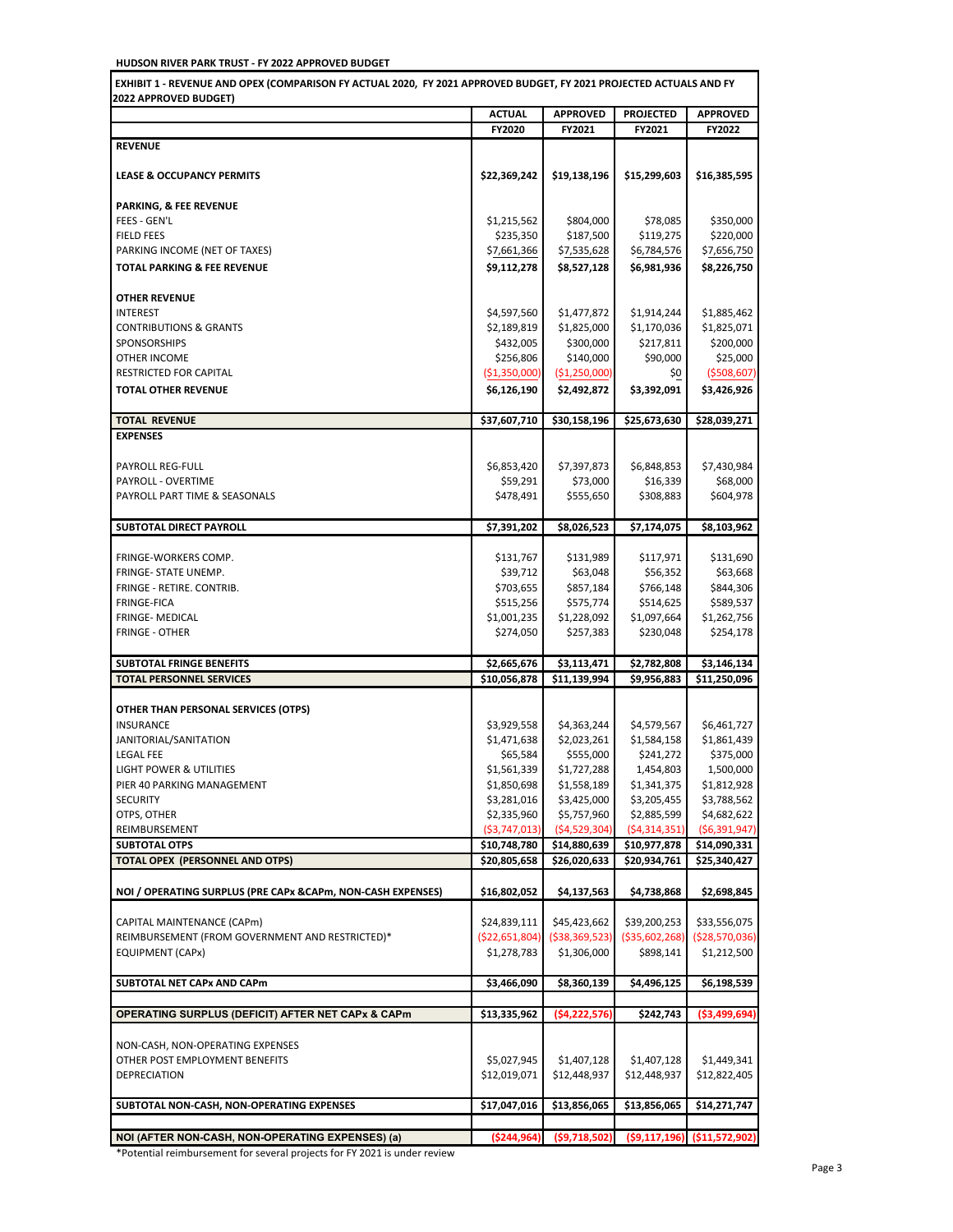**HUDSON RIVER PARK TRUST - FY 2022 APPROVED BUDGET**

**EXHIBIT 1 - REVENUE AND OPEX (COMPARISON FY ACTUAL 2020, FY 2021 APPROVED BUDGET, FY 2021 PROJECTED ACTUALS AND FY 2022 APPROVED BUDGET)**

| | ACTUAL FY2020 | APPROVED FY2021 | PROJECTED FY2021 | APPROVED FY2022 |
|---|---|---|---|---|
| **REVENUE** | | | | |
| **LEASE & OCCUPANCY PERMITS** | **$22,369,242** | **$19,138,196** | **$15,299,603** | **$16,385,595** |
| **PARKING, & FEE REVENUE** | | | | |
| FEES - GEN'L | $1,215,562 | $804,000 | $78,085 | $350,000 |
| FIELD FEES | $235,350 | $187,500 | $119,275 | $220,000 |
| PARKING INCOME (NET OF TAXES) | $7,661,366 | $7,535,628 | $6,784,576 | $7,656,750 |
| **TOTAL PARKING & FEE REVENUE** | **$9,112,278** | **$8,527,128** | **$6,981,936** | **$8,226,750** |
| **OTHER REVENUE** | | | | |
| INTEREST | $4,597,560 | $1,477,872 | $1,914,244 | $1,885,462 |
| CONTRIBUTIONS & GRANTS | $2,189,819 | $1,825,000 | $1,170,036 | $1,825,071 |
| SPONSORSHIPS | $432,005 | $300,000 | $217,811 | $200,000 |
| OTHER INCOME | $256,806 | $140,000 | $90,000 | $25,000 |
| RESTRICTED FOR CAPITAL | ($1,350,000) | ($1,250,000) | $0 | ($508,607) |
| **TOTAL OTHER REVENUE** | **$6,126,190** | **$2,492,872** | **$3,392,091** | **$3,426,926** |
| **TOTAL REVENUE** | **$37,607,710** | **$30,158,196** | **$25,673,630** | **$28,039,271** |
| **EXPENSES** | | | | |
| PAYROLL REG-FULL | $6,853,420 | $7,397,873 | $6,848,853 | $7,430,984 |
| PAYROLL - OVERTIME | $59,291 | $73,000 | $16,339 | $68,000 |
| PAYROLL PART TIME & SEASONALS | $478,491 | $555,650 | $308,883 | $604,978 |
| **SUBTOTAL DIRECT PAYROLL** | **$7,391,202** | **$8,026,523** | **$7,174,075** | **$8,103,962** |
| FRINGE-WORKERS COMP. | $131,767 | $131,989 | $117,971 | $131,690 |
| FRINGE- STATE UNEMP. | $39,712 | $63,048 | $56,352 | $63,668 |
| FRINGE - RETIRE. CONTRIB. | $703,655 | $857,184 | $766,148 | $844,306 |
| FRINGE-FICA | $515,256 | $575,774 | $514,625 | $589,537 |
| FRINGE- MEDICAL | $1,001,235 | $1,228,092 | $1,097,664 | $1,262,756 |
| FRINGE - OTHER | $274,050 | $257,383 | $230,048 | $254,178 |
| **SUBTOTAL FRINGE BENEFITS** | **$2,665,676** | **$3,113,471** | **$2,782,808** | **$3,146,134** |
| **TOTAL PERSONNEL SERVICES** | **$10,056,878** | **$11,139,994** | **$9,956,883** | **$11,250,096** |
| **OTHER THAN PERSONAL SERVICES (OTPS)** | | | | |
| INSURANCE | $3,929,558 | $4,363,244 | $4,579,567 | $6,461,727 |
| JANITORIAL/SANITATION | $1,471,638 | $2,023,261 | $1,584,158 | $1,861,439 |
| LEGAL FEE | $65,584 | $555,000 | $241,272 | $375,000 |
| LIGHT POWER & UTILITIES | $1,561,339 | $1,727,288 | 1,454,803 | 1,500,000 |
| PIER 40 PARKING MANAGEMENT | $1,850,698 | $1,558,189 | $1,341,375 | $1,812,928 |
| SECURITY | $3,281,016 | $3,425,000 | $3,205,455 | $3,788,562 |
| OTPS, OTHER | $2,335,960 | $5,757,960 | $2,885,599 | $4,682,622 |
| REIMBURSEMENT | ($3,747,013) | ($4,529,304) | ($4,314,351) | ($6,391,947) |
| **SUBTOTAL OTPS** | **$10,748,780** | **$14,880,639** | **$10,977,878** | **$14,090,331** |
| **TOTAL OPEX (PERSONNEL AND OTPS)** | **$20,805,658** | **$26,020,633** | **$20,934,761** | **$25,340,427** |
| **NOI / OPERATING SURPLUS (PRE CAPx &CAPm, NON-CASH EXPENSES)** | **$16,802,052** | **$4,137,563** | **$4,738,868** | **$2,698,845** |
| CAPITAL MAINTENANCE (CAPm) | $24,839,111 | $45,423,662 | $39,200,253 | $33,556,075 |
| REIMBURSEMENT (FROM GOVERNMENT AND RESTRICTED)* | ($22,651,804) | ($38,369,523) | ($35,602,268) | ($28,570,036) |
| EQUIPMENT (CAPx) | $1,278,783 | $1,306,000 | $898,141 | $1,212,500 |
| **SUBTOTAL NET CAPx AND CAPm** | **$3,466,090** | **$8,360,139** | **$4,496,125** | **$6,198,539** |
| **OPERATING SURPLUS (DEFICIT) AFTER NET CAPx & CAPm** | **$13,335,962** | **($4,222,576)** | **$242,743** | **($3,499,694)** |
| NON-CASH, NON-OPERATING EXPENSES | | | | |
| OTHER POST EMPLOYMENT BENEFITS | $5,027,945 | $1,407,128 | $1,407,128 | $1,449,341 |
| DEPRECIATION | $12,019,071 | $12,448,937 | $12,448,937 | $12,822,405 |
| **SUBTOTAL NON-CASH, NON-OPERATING EXPENSES** | **$17,047,016** | **$13,856,065** | **$13,856,065** | **$14,271,747** |
| **NOI (AFTER NON-CASH, NON-OPERATING EXPENSES) (a)** | **($244,964)** | **($9,718,502)** | **($9,117,196)** | **($11,572,902)** |

*Potential reimbursement for several projects for FY 2021 is under review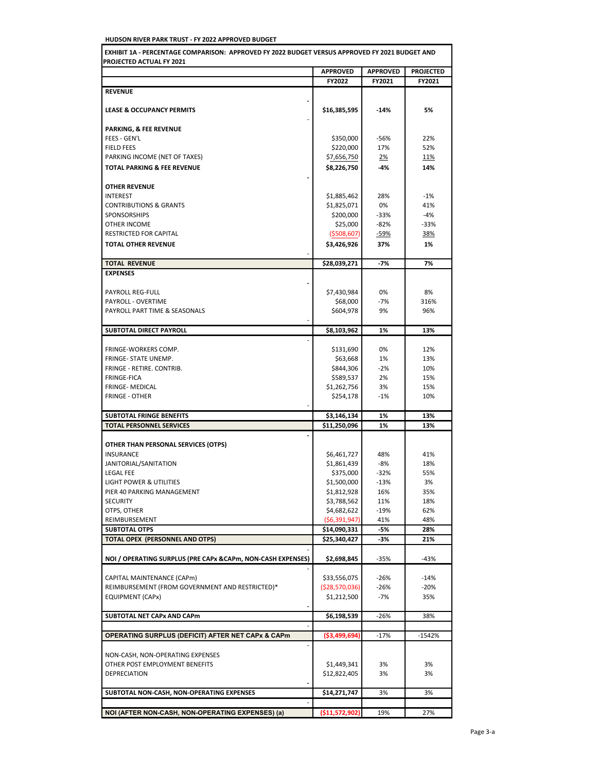**HUDSON RIVER PARK TRUST - FY 2022 APPROVED BUDGET**

**EXHIBIT 1A - PERCENTAGE COMPARISON: APPROVED FY 2022 BUDGET VERSUS APPROVED FY 2021 BUDGET AND PROJECTED ACTUAL FY 2021**

| | APPROVED FY2022 | APPROVED FY2021 | PROJECTED FY2021 |
|---|---|---|---|
| **REVENUE** | | | |
| **LEASE & OCCUPANCY PERMITS** | **$16,385,595** | **-14%** | **5%** |
| **PARKING, & FEE REVENUE** | | | |
| FEES - GEN'L | $350,000 | -56% | 22% |
| FIELD FEES | $220,000 | 17% | 52% |
| PARKING INCOME (NET OF TAXES) | $7,656,750 | 2% | 11% |
| **TOTAL PARKING & FEE REVENUE** | **$8,226,750** | **-4%** | **14%** |
| **OTHER REVENUE** | | | |
| INTEREST | $1,885,462 | 28% | -1% |
| CONTRIBUTIONS & GRANTS | $1,825,071 | 0% | 41% |
| SPONSORSHIPS | $200,000 | -33% | -4% |
| OTHER INCOME | $25,000 | -82% | -33% |
| RESTRICTED FOR CAPITAL | ($508,607) | -59% | 38% |
| **TOTAL OTHER REVENUE** | **$3,426,926** | **37%** | **1%** |
| **TOTAL REVENUE** | **$28,039,271** | **-7%** | **7%** |
| **EXPENSES** | | | |
| PAYROLL REG-FULL | $7,430,984 | 0% | 8% |
| PAYROLL - OVERTIME | $68,000 | -7% | 316% |
| PAYROLL PART TIME & SEASONALS | $604,978 | 9% | 96% |
| **SUBTOTAL DIRECT PAYROLL** | **$8,103,962** | **1%** | **13%** |
| FRINGE-WORKERS COMP. | $131,690 | 0% | 12% |
| FRINGE- STATE UNEMP. | $63,668 | 1% | 13% |
| FRINGE - RETIRE. CONTRIB. | $844,306 | -2% | 10% |
| FRINGE-FICA | $589,537 | 2% | 15% |
| FRINGE- MEDICAL | $1,262,756 | 3% | 15% |
| FRINGE - OTHER | $254,178 | -1% | 10% |
| **SUBTOTAL FRINGE BENEFITS** | **$3,146,134** | **1%** | **13%** |
| **TOTAL PERSONNEL SERVICES** | **$11,250,096** | **1%** | **13%** |
| **OTHER THAN PERSONAL SERVICES (OTPS)** | | | |
| INSURANCE | $6,461,727 | 48% | 41% |
| JANITORIAL/SANITATION | $1,861,439 | -8% | 18% |
| LEGAL FEE | $375,000 | -32% | 55% |
| LIGHT POWER & UTILITIES | $1,500,000 | -13% | 3% |
| PIER 40 PARKING MANAGEMENT | $1,812,928 | 16% | 35% |
| SECURITY | $3,788,562 | 11% | 18% |
| OTPS, OTHER | $4,682,622 | -19% | 62% |
| REIMBURSEMENT | ($6,391,947) | 41% | 48% |
| **SUBTOTAL OTPS** | **$14,090,331** | **-5%** | **28%** |
| **TOTAL OPEX (PERSONNEL AND OTPS)** | **$25,340,427** | **-3%** | **21%** |
| **NOI / OPERATING SURPLUS (PRE CAPx &CAPm, NON-CASH EXPENSES)** | **$2,698,845** | -35% | -43% |
| CAPITAL MAINTENANCE (CAPm) | $33,556,075 | -26% | -14% |
| REIMBURSEMENT (FROM GOVERNMENT AND RESTRICTED)* | ($28,570,036) | -26% | -20% |
| EQUIPMENT (CAPx) | $1,212,500 | -7% | 35% |
| **SUBTOTAL NET CAPx AND CAPm** | **$6,198,539** | -26% | 38% |
| **OPERATING SURPLUS (DEFICIT) AFTER NET CAPx & CAPm** | **($3,499,694)** | -17% | -1542% |
| NON-CASH, NON-OPERATING EXPENSES | | | |
| OTHER POST EMPLOYMENT BENEFITS | $1,449,341 | 3% | 3% |
| DEPRECIATION | $12,822,405 | 3% | 3% |
| **SUBTOTAL NON-CASH, NON-OPERATING EXPENSES** | **$14,271,747** | 3% | 3% |
| **NOI (AFTER NON-CASH, NON-OPERATING EXPENSES) (a)** | **($11,572,902)** | 19% | 27% |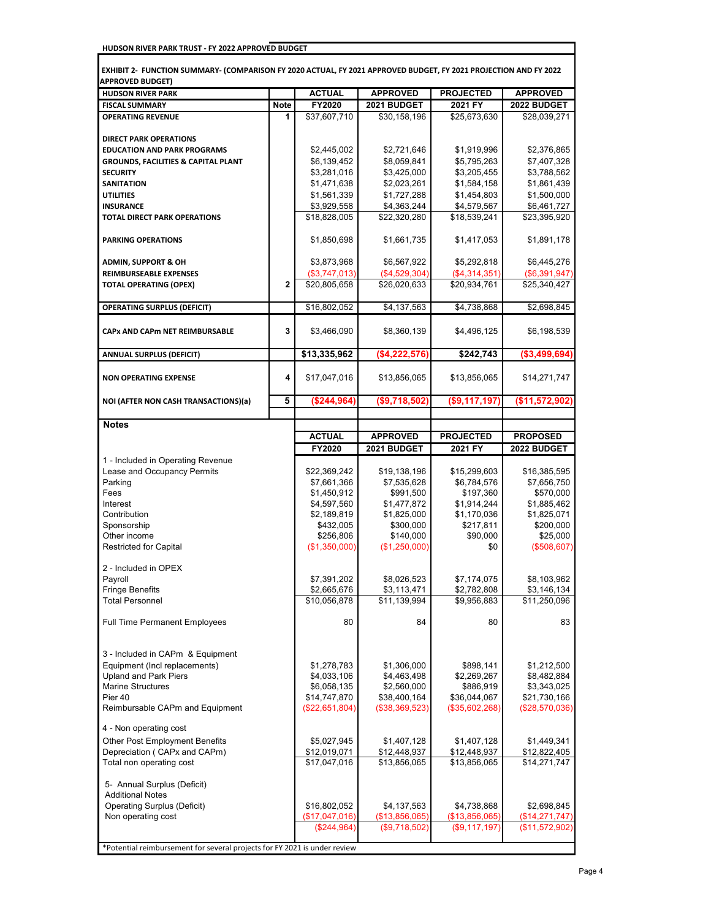**HUDSON RIVER PARK TRUST - FY 2022 APPROVED BUDGET**

**EXHIBIT 2- FUNCTION SUMMARY- (COMPARISON FY 2020 ACTUAL, FY 2021 APPROVED BUDGET, FY 2021 PROJECTION AND FY 2022 APPROVED BUDGET)**

| HUDSON RIVER PARK | | ACTUAL | APPROVED | PROJECTED | APPROVED |
|---|---|---|---|---|---|
| **FISCAL SUMMARY** | **Note** | **FY2020** | **2021 BUDGET** | **2021 FY** | **2022 BUDGET** |
| **OPERATING REVENUE** | **1** | $37,607,710 | $30,158,196 | $25,673,630 | $28,039,271 |
| | | | | | |
| **DIRECT PARK OPERATIONS** | | | | | |
| **EDUCATION AND PARK PROGRAMS** | | $2,445,002 | $2,721,646 | $1,919,996 | $2,376,865 |
| **GROUNDS, FACILITIES & CAPITAL PLANT** | | $6,139,452 | $8,059,841 | $5,795,263 | $7,407,328 |
| **SECURITY** | | $3,281,016 | $3,425,000 | $3,205,455 | $3,788,562 |
| **SANITATION** | | $1,471,638 | $2,023,261 | $1,584,158 | $1,861,439 |
| **UTILITIES** | | $1,561,339 | $1,727,288 | $1,454,803 | $1,500,000 |
| **INSURANCE** | | $3,929,558 | $4,363,244 | $4,579,567 | $6,461,727 |
| **TOTAL DIRECT PARK OPERATIONS** | | $18,828,005 | $22,320,280 | $18,539,241 | $23,395,920 |
| | | | | | |
| **PARKING OPERATIONS** | | $1,850,698 | $1,661,735 | $1,417,053 | $1,891,178 |
| | | | | | |
| **ADMIN, SUPPORT & OH** | | $3,873,968 | $6,567,922 | $5,292,818 | $6,445,276 |
| **REIMBURSEABLE EXPENSES** | | ($3,747,013) | ($4,529,304) | ($4,314,351) | ($6,391,947) |
| **TOTAL OPERATING (OPEX)** | **2** | $20,805,658 | $26,020,633 | $20,934,761 | $25,340,427 |
| | | | | | |
| **OPERATING SURPLUS (DEFICIT)** | | $16,802,052 | $4,137,563 | $4,738,868 | $2,698,845 |
| | | | | | |
| **CAPx AND CAPm NET REIMBURSABLE** | **3** | $3,466,090 | $8,360,139 | $4,496,125 | $6,198,539 |
| | | | | | |
| **ANNUAL SURPLUS (DEFICIT)** | | **$13,335,962** | **($4,222,576)** | **$242,743** | **($3,499,694)** |
| | | | | | |
| **NON OPERATING EXPENSE** | **4** | $17,047,016 | $13,856,065 | $13,856,065 | $14,271,747 |
| | | | | | |
| **NOI (AFTER NON CASH TRANSACTIONS)(a)** | **5** | **($244,964)** | **($9,718,502)** | **($9,117,197)** | **($11,572,902)** |

| **Notes** | ACTUAL | APPROVED | PROJECTED | PROPOSED |
|---|---|---|---|---|
| | **FY2020** | **2021 BUDGET** | **2021 FY** | **2022 BUDGET** |
| 1 - Included in Operating Revenue | | | | |
| Lease and Occupancy Permits | $22,369,242 | $19,138,196 | $15,299,603 | $16,385,595 |
| Parking | $7,661,366 | $7,535,628 | $6,784,576 | $7,656,750 |
| Fees | $1,450,912 | $991,500 | $197,360 | $570,000 |
| Interest | $4,597,560 | $1,477,872 | $1,914,244 | $1,885,462 |
| Contribution | $2,189,819 | $1,825,000 | $1,170,036 | $1,825,071 |
| Sponsorship | $432,005 | $300,000 | $217,811 | $200,000 |
| Other income | $256,806 | $140,000 | $90,000 | $25,000 |
| Restricted for Capital | ($1,350,000) | ($1,250,000) | $0 | ($508,607) |
| | | | | |
| 2 - Included in OPEX | | | | |
| Payroll | $7,391,202 | $8,026,523 | $7,174,075 | $8,103,962 |
| Fringe Benefits | $2,665,676 | $3,113,471 | $2,782,808 | $3,146,134 |
| Total Personnel | $10,056,878 | $11,139,994 | $9,956,883 | $11,250,096 |
| | | | | |
| Full Time Permanent Employees | 80 | 84 | 80 | 83 |
| | | | | |
| 3 - Included in CAPm & Equipment | | | | |
| Equipment (Incl replacements) | $1,278,783 | $1,306,000 | $898,141 | $1,212,500 |
| Upland and Park Piers | $4,033,106 | $4,463,498 | $2,269,267 | $8,482,884 |
| Marine Structures | $6,058,135 | $2,560,000 | $886,919 | $3,343,025 |
| Pier 40 | $14,747,870 | $38,400,164 | $36,044,067 | $21,730,166 |
| Reimbursable CAPm and Equipment | ($22,651,804) | ($38,369,523) | ($35,602,268) | ($28,570,036) |
| | | | | |
| 4 - Non operating cost | | | | |
| Other Post Employment Benefits | $5,027,945 | $1,407,128 | $1,407,128 | $1,449,341 |
| Depreciation ( CAPx and CAPm) | $12,019,071 | $12,448,937 | $12,448,937 | $12,822,405 |
| Total non operating cost | $17,047,016 | $13,856,065 | $13,856,065 | $14,271,747 |
| | | | | |
| 5- Annual Surplus (Deficit) | | | | |
| Additional Notes | | | | |
| Operating Surplus (Deficit) | $16,802,052 | $4,137,563 | $4,738,868 | $2,698,845 |
| Non operating cost | ($17,047,016) | ($13,856,065) | ($13,856,065) | ($14,271,747) |
| | ($244,964) | ($9,718,502) | ($9,117,197) | ($11,572,902) |

*Potential reimbursement for several projects for FY 2021 is under review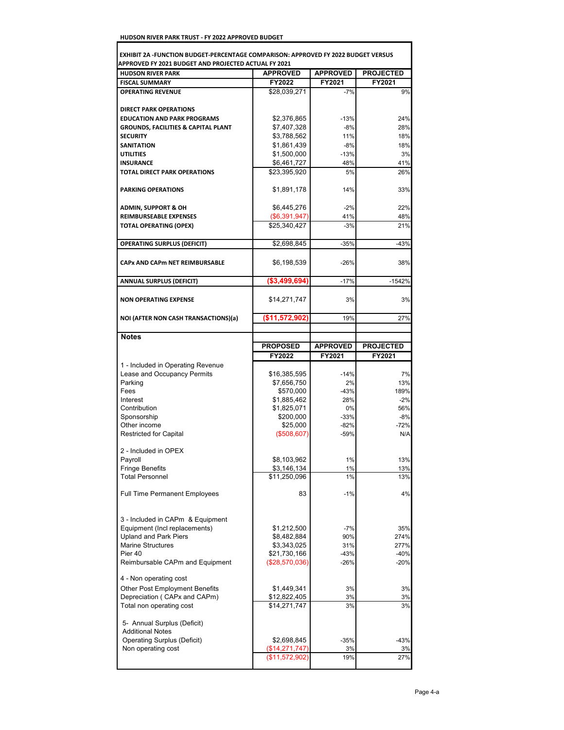**HUDSON RIVER PARK TRUST - FY 2022 APPROVED BUDGET**

**EXHIBIT 2A -FUNCTION BUDGET-PERCENTAGE COMPARISON: APPROVED FY 2022 BUDGET VERSUS APPROVED FY 2021 BUDGET AND PROJECTED ACTUAL FY 2021**

| HUDSON RIVER PARK | APPROVED | APPROVED | PROJECTED |
|---|---|---|---|
| FISCAL SUMMARY | FY2022 | FY2021 | FY2021 |
| OPERATING REVENUE | $28,039,271 | -7% | 9% |
| | | | |
| DIRECT PARK OPERATIONS | | | |
| EDUCATION AND PARK PROGRAMS | $2,376,865 | -13% | 24% |
| GROUNDS, FACILITIES & CAPITAL PLANT | $7,407,328 | -8% | 28% |
| SECURITY | $3,788,562 | 11% | 18% |
| SANITATION | $1,861,439 | -8% | 18% |
| UTILITIES | $1,500,000 | -13% | 3% |
| INSURANCE | $6,461,727 | 48% | 41% |
| TOTAL DIRECT PARK OPERATIONS | $23,395,920 | 5% | 26% |
| | | | |
| PARKING OPERATIONS | $1,891,178 | 14% | 33% |
| | | | |
| ADMIN, SUPPORT & OH | $6,445,276 | -2% | 22% |
| REIMBURSEABLE EXPENSES | ($6,391,947) | 41% | 48% |
| TOTAL OPERATING (OPEX) | $25,340,427 | -3% | 21% |
| | | | |
| OPERATING SURPLUS (DEFICIT) | $2,698,845 | -35% | -43% |
| | | | |
| CAPx AND CAPm NET REIMBURSABLE | $6,198,539 | -26% | 38% |
| | | | |
| ANNUAL SURPLUS (DEFICIT) | ($3,499,694) | -17% | -1542% |
| | | | |
| NON OPERATING EXPENSE | $14,271,747 | 3% | 3% |
| | | | |
| NOI (AFTER NON CASH TRANSACTIONS)(a) | ($11,572,902) | 19% | 27% |

**Notes**

| | PROPOSED | APPROVED | PROJECTED |
|---|---|---|---|
| | FY2022 | FY2021 | FY2021 |
| 1 - Included in Operating Revenue | | | |
| Lease and Occupancy Permits | $16,385,595 | -14% | 7% |
| Parking | $7,656,750 | 2% | 13% |
| Fees | $570,000 | -43% | 189% |
| Interest | $1,885,462 | 28% | -2% |
| Contribution | $1,825,071 | 0% | 56% |
| Sponsorship | $200,000 | -33% | -8% |
| Other income | $25,000 | -82% | -72% |
| Restricted for Capital | ($508,607) | -59% | N/A |
| | | | |
| 2 - Included in OPEX | | | |
| Payroll | $8,103,962 | 1% | 13% |
| Fringe Benefits | $3,146,134 | 1% | 13% |
| Total Personnel | $11,250,096 | 1% | 13% |
| | | | |
| Full Time Permanent Employees | 83 | -1% | 4% |
| | | | |
| 3 - Included in CAPm & Equipment | | | |
| Equipment (Incl replacements) | $1,212,500 | -7% | 35% |
| Upland and Park Piers | $8,482,884 | 90% | 274% |
| Marine Structures | $3,343,025 | 31% | 277% |
| Pier 40 | $21,730,166 | -43% | -40% |
| Reimbursable CAPm and Equipment | ($28,570,036) | -26% | -20% |
| | | | |
| 4 - Non operating cost | | | |
| Other Post Employment Benefits | $1,449,341 | 3% | 3% |
| Depreciation ( CAPx and CAPm) | $12,822,405 | 3% | 3% |
| Total non operating cost | $14,271,747 | 3% | 3% |
| | | | |
| 5- Annual Surplus (Deficit) Additional Notes | | | |
| Operating Surplus (Deficit) | $2,698,845 | -35% | -43% |
| Non operating cost | ($14,271,747) | 3% | 3% |
| | ($11,572,902) | 19% | 27% |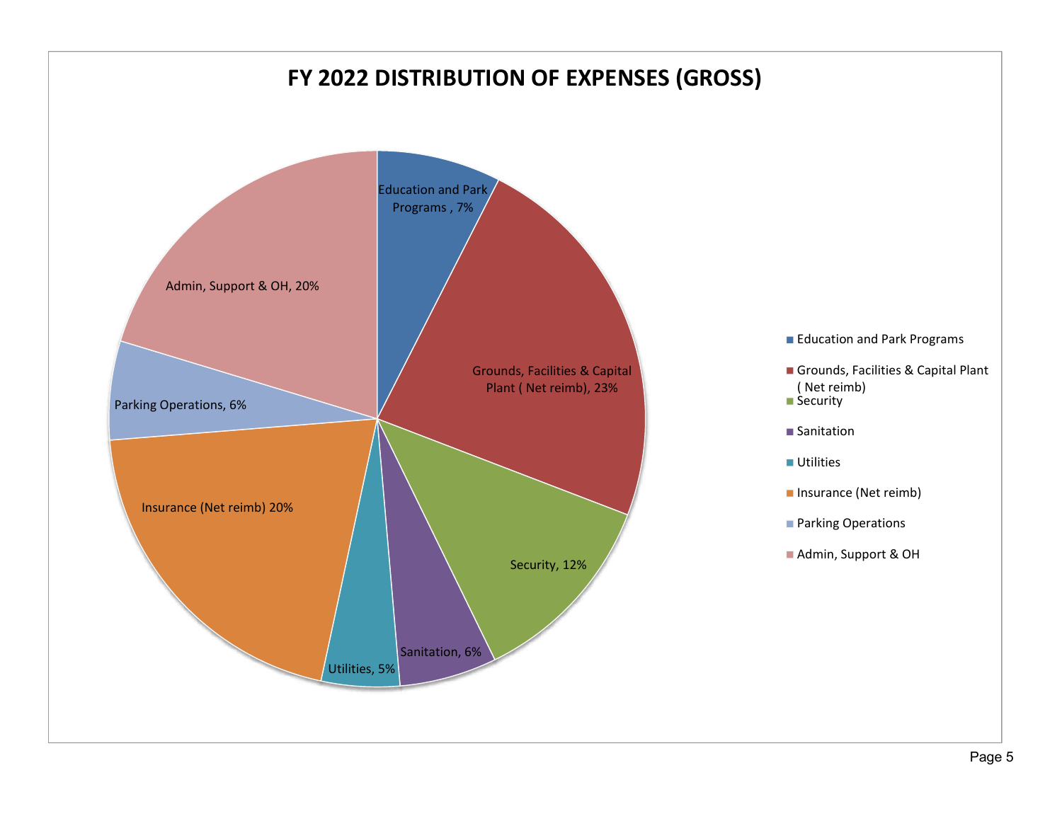# FY 2022 DISTRIBUTION OF EXPENSES (GROSS)

| Category | Percentage |
| --- | --- |
| Education and Park Programs | 7% |
| Grounds, Facilities & Capital Plant ( Net reimb) | 23% |
| Security | 12% |
| Sanitation | 6% |
| Utilities | 5% |
| Insurance (Net reimb) | 20% |
| Parking Operations | 6% |
| Admin, Support & OH | 20% |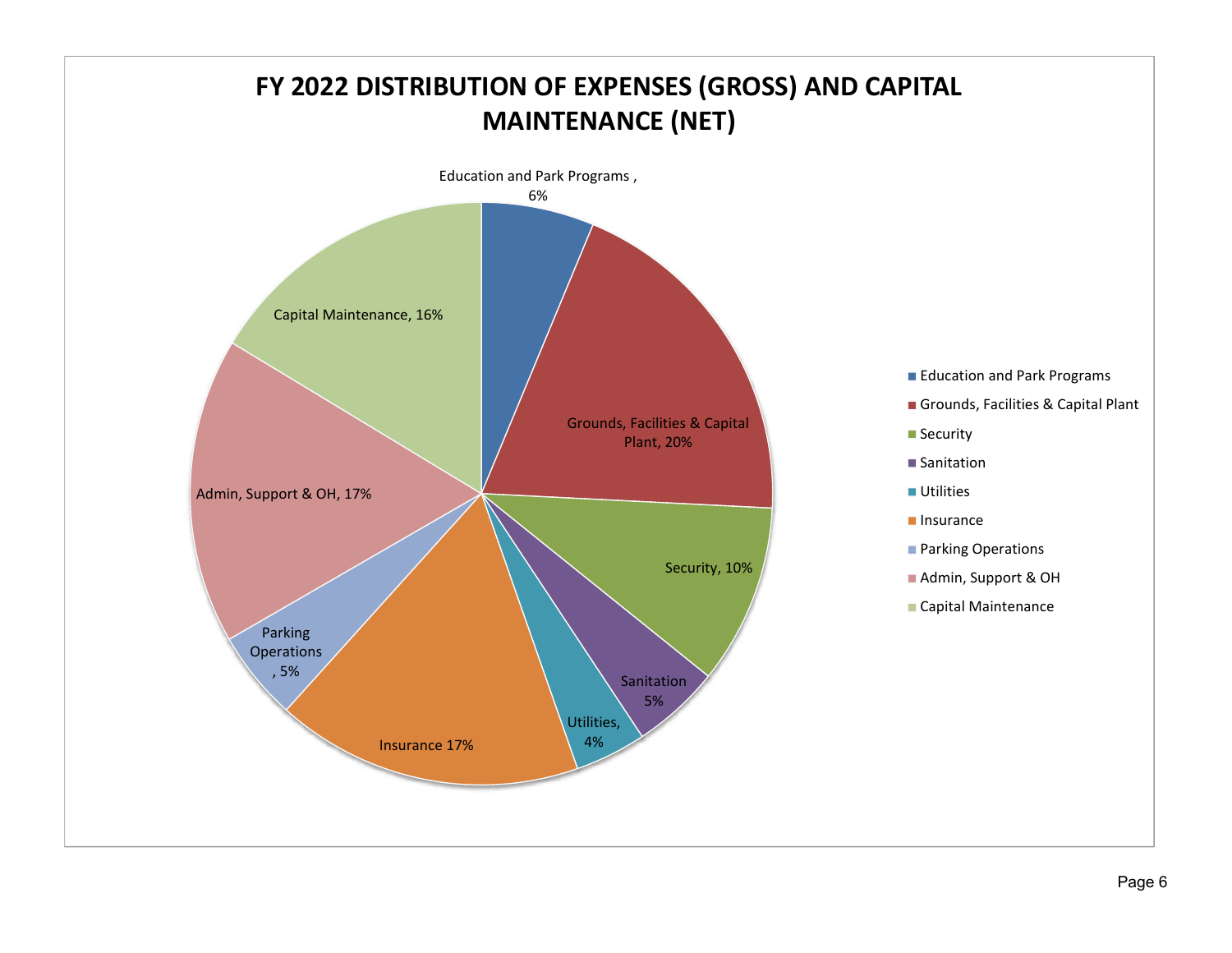# FY 2022 DISTRIBUTION OF EXPENSES (GROSS) AND CAPITAL MAINTENANCE (NET)

| Category | Percentage |
|---|---|
| Education and Park Programs | 6% |
| Grounds, Facilities & Capital Plant | 20% |
| Security | 10% |
| Sanitation | 5% |
| Utilities | 4% |
| Insurance | 17% |
| Parking Operations | 5% |
| Admin, Support & OH | 17% |
| Capital Maintenance | 16% |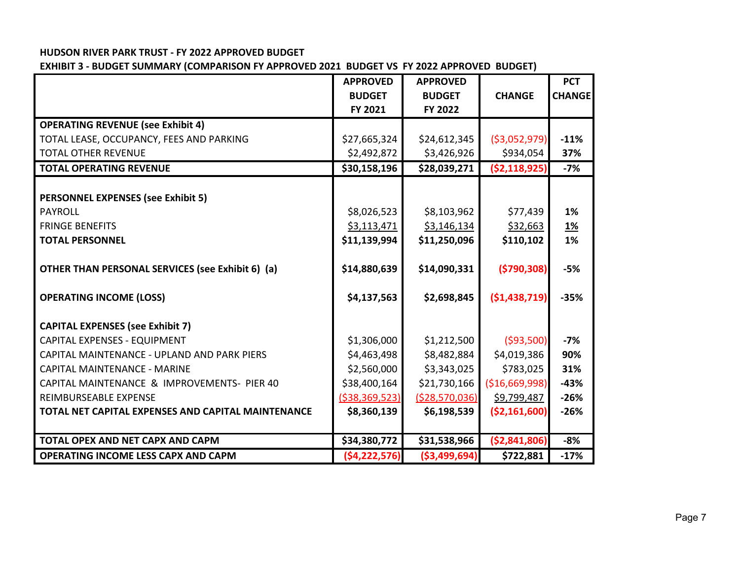**HUDSON RIVER PARK TRUST - FY 2022 APPROVED BUDGET**

**EXHIBIT 3 - BUDGET SUMMARY (COMPARISON FY APPROVED 2021 BUDGET VS FY 2022 APPROVED BUDGET)**

| | APPROVED BUDGET FY 2021 | APPROVED BUDGET FY 2022 | CHANGE | PCT CHANGE |
|---|---|---|---|---|
| **OPERATING REVENUE (see Exhibit 4)** | | | | |
| TOTAL LEASE, OCCUPANCY, FEES AND PARKING | $27,665,324 | $24,612,345 | ($3,052,979) | -11% |
| TOTAL OTHER REVENUE | $2,492,872 | $3,426,926 | $934,054 | 37% |
| **TOTAL OPERATING REVENUE** | **$30,158,196** | **$28,039,271** | **($2,118,925)** | **-7%** |
| | | | | |
| **PERSONNEL EXPENSES (see Exhibit 5)** | | | | |
| PAYROLL | $8,026,523 | $8,103,962 | $77,439 | 1% |
| FRINGE BENEFITS | $3,113,471 | $3,146,134 | $32,663 | 1% |
| **TOTAL PERSONNEL** | **$11,139,994** | **$11,250,096** | **$110,102** | **1%** |
| | | | | |
| **OTHER THAN PERSONAL SERVICES (see Exhibit 6) (a)** | **$14,880,639** | **$14,090,331** | **($790,308)** | **-5%** |
| | | | | |
| **OPERATING INCOME (LOSS)** | **$4,137,563** | **$2,698,845** | **($1,438,719)** | **-35%** |
| | | | | |
| **CAPITAL EXPENSES (see Exhibit 7)** | | | | |
| CAPITAL EXPENSES - EQUIPMENT | $1,306,000 | $1,212,500 | ($93,500) | -7% |
| CAPITAL MAINTENANCE - UPLAND AND PARK PIERS | $4,463,498 | $8,482,884 | $4,019,386 | 90% |
| CAPITAL MAINTENANCE - MARINE | $2,560,000 | $3,343,025 | $783,025 | 31% |
| CAPITAL MAINTENANCE & IMPROVEMENTS- PIER 40 | $38,400,164 | $21,730,166 | ($16,669,998) | -43% |
| REIMBURSEABLE EXPENSE | ($38,369,523) | ($28,570,036) | $9,799,487 | -26% |
| **TOTAL NET CAPITAL EXPENSES AND CAPITAL MAINTENANCE** | **$8,360,139** | **$6,198,539** | **($2,161,600)** | **-26%** |
| | | | | |
| **TOTAL OPEX AND NET CAPX AND CAPM** | **$34,380,772** | **$31,538,966** | **($2,841,806)** | **-8%** |
| **OPERATING INCOME LESS CAPX AND CAPM** | **($4,222,576)** | **($3,499,694)** | **$722,881** | **-17%** |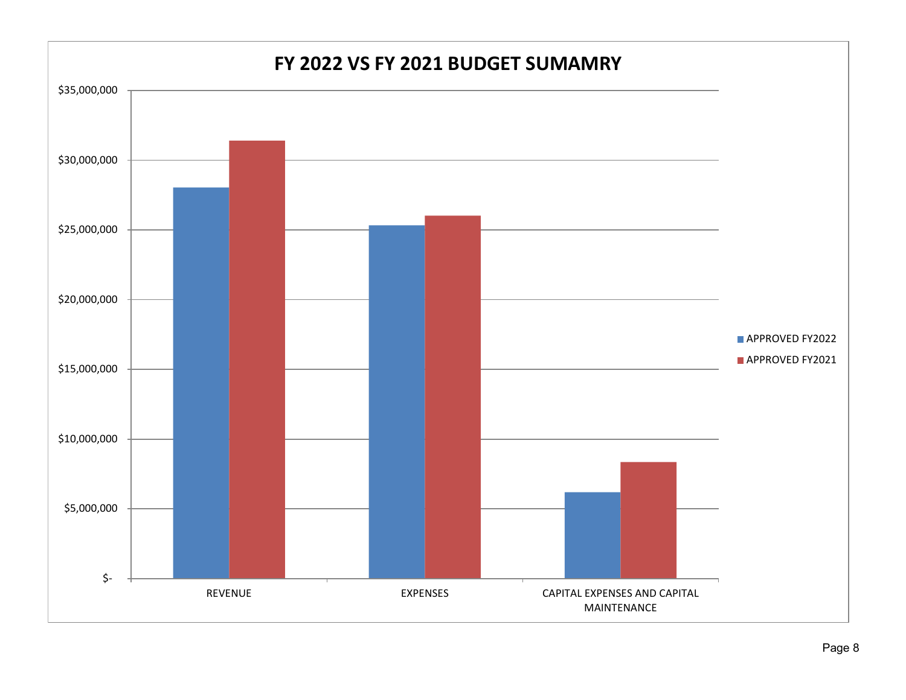# FY 2022 VS FY 2021 BUDGET SUMAMRY

$35,000,000

$30,000,000

$25,000,000

$20,000,000

$15,000,000

$10,000,000

$5,000,000

$-

REVENUE

EXPENSES

CAPITAL EXPENSES AND CAPITAL MAINTENANCE

APPROVED FY2022

APPROVED FY2021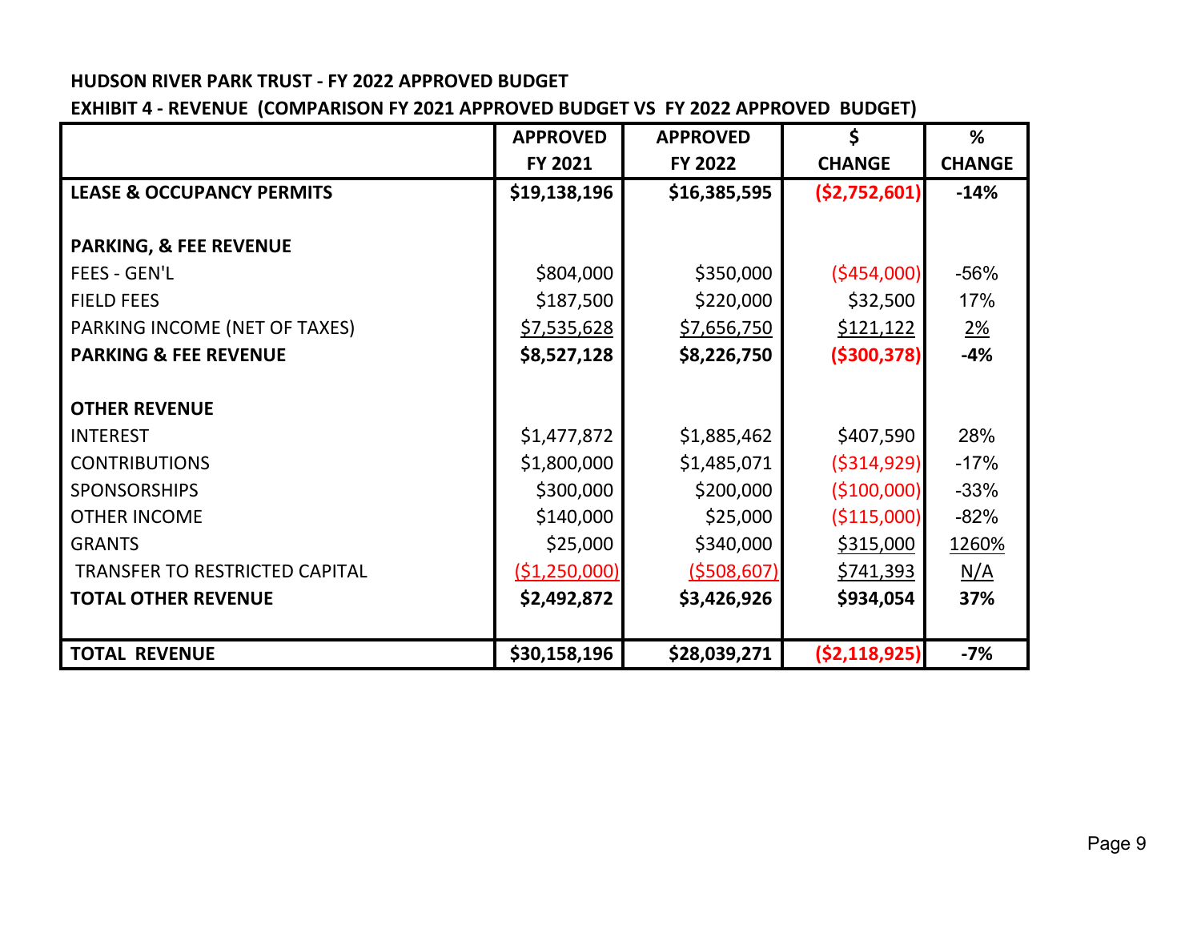**HUDSON RIVER PARK TRUST - FY 2022 APPROVED BUDGET**

**EXHIBIT 4 - REVENUE (COMPARISON FY 2021 APPROVED BUDGET VS FY 2022 APPROVED BUDGET)**

| | APPROVED FY 2021 | APPROVED FY 2022 | $ CHANGE | % CHANGE |
|---|---|---|---|---|
| **LEASE & OCCUPANCY PERMITS** | **$19,138,196** | **$16,385,595** | **($2,752,601)** | **-14%** |
| | | | | |
| **PARKING, & FEE REVENUE** | | | | |
| FEES - GEN'L | $804,000 | $350,000 | ($454,000) | -56% |
| FIELD FEES | $187,500 | $220,000 | $32,500 | 17% |
| PARKING INCOME (NET OF TAXES) | $7,535,628 | $7,656,750 | $121,122 | 2% |
| **PARKING & FEE REVENUE** | **$8,527,128** | **$8,226,750** | **($300,378)** | **-4%** |
| | | | | |
| **OTHER REVENUE** | | | | |
| INTEREST | $1,477,872 | $1,885,462 | $407,590 | 28% |
| CONTRIBUTIONS | $1,800,000 | $1,485,071 | ($314,929) | -17% |
| SPONSORSHIPS | $300,000 | $200,000 | ($100,000) | -33% |
| OTHER INCOME | $140,000 | $25,000 | ($115,000) | -82% |
| GRANTS | $25,000 | $340,000 | $315,000 | 1260% |
| TRANSFER TO RESTRICTED CAPITAL | ($1,250,000) | ($508,607) | $741,393 | N/A |
| **TOTAL OTHER REVENUE** | **$2,492,872** | **$3,426,926** | **$934,054** | **37%** |
| | | | | |
| **TOTAL REVENUE** | **$30,158,196** | **$28,039,271** | **($2,118,925)** | **-7%** |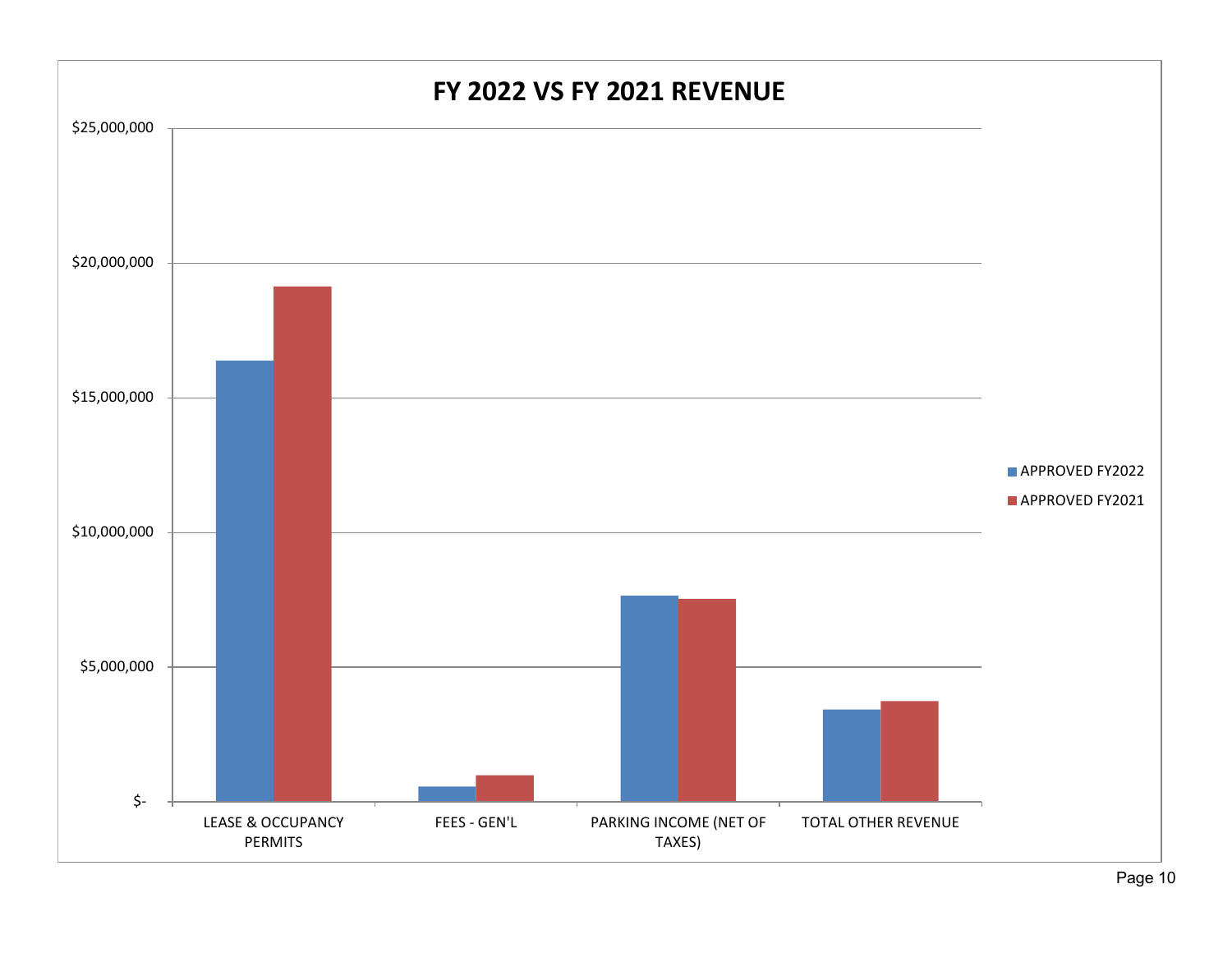# FY 2022 VS FY 2021 REVENUE

| | APPROVED FY2022 | APPROVED FY2021 |
|---|---|---|
| LEASE & OCCUPANCY PERMITS | | |
| FEES - GEN'L | | |
| PARKING INCOME (NET OF TAXES) | | |
| TOTAL OTHER REVENUE | | |

$25,000,000 · $20,000,000 · $15,000,000 · $10,000,000 · $5,000,000 · $-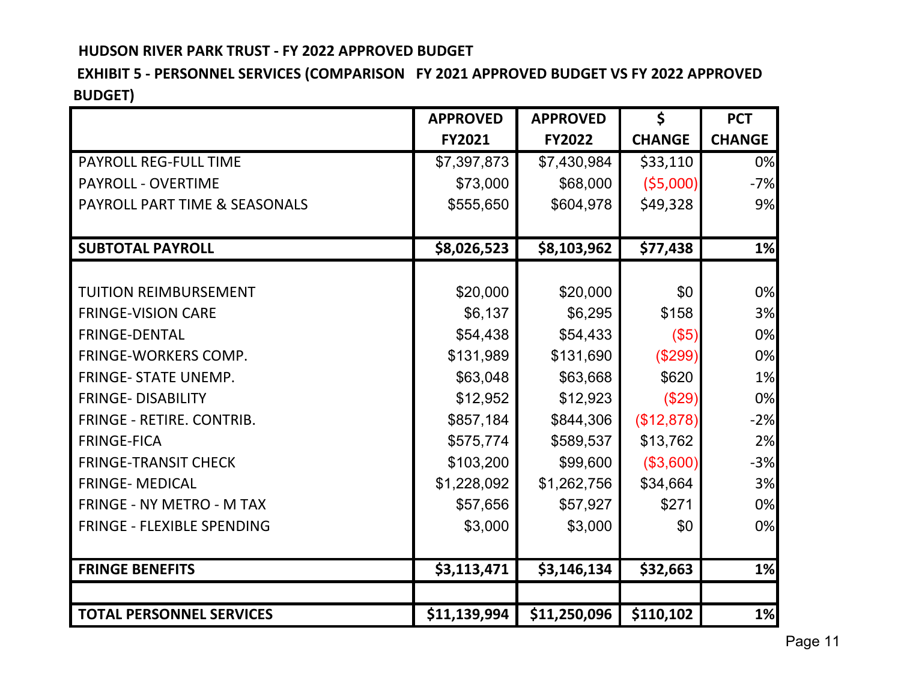**HUDSON RIVER PARK TRUST - FY 2022 APPROVED BUDGET**

**EXHIBIT 5 - PERSONNEL SERVICES (COMPARISON FY 2021 APPROVED BUDGET VS FY 2022 APPROVED BUDGET)**

| | APPROVED FY2021 | APPROVED FY2022 | $ CHANGE | PCT CHANGE |
|---|---|---|---|---|
| PAYROLL REG-FULL TIME | $7,397,873 | $7,430,984 | $33,110 | 0% |
| PAYROLL - OVERTIME | $73,000 | $68,000 | ($5,000) | -7% |
| PAYROLL PART TIME & SEASONALS | $555,650 | $604,978 | $49,328 | 9% |
| **SUBTOTAL PAYROLL** | **$8,026,523** | **$8,103,962** | **$77,438** | **1%** |
| TUITION REIMBURSEMENT | $20,000 | $20,000 | $0 | 0% |
| FRINGE-VISION CARE | $6,137 | $6,295 | $158 | 3% |
| FRINGE-DENTAL | $54,438 | $54,433 | ($5) | 0% |
| FRINGE-WORKERS COMP. | $131,989 | $131,690 | ($299) | 0% |
| FRINGE- STATE UNEMP. | $63,048 | $63,668 | $620 | 1% |
| FRINGE- DISABILITY | $12,952 | $12,923 | ($29) | 0% |
| FRINGE - RETIRE. CONTRIB. | $857,184 | $844,306 | ($12,878) | -2% |
| FRINGE-FICA | $575,774 | $589,537 | $13,762 | 2% |
| FRINGE-TRANSIT CHECK | $103,200 | $99,600 | ($3,600) | -3% |
| FRINGE- MEDICAL | $1,228,092 | $1,262,756 | $34,664 | 3% |
| FRINGE - NY METRO - M TAX | $57,656 | $57,927 | $271 | 0% |
| FRINGE - FLEXIBLE SPENDING | $3,000 | $3,000 | $0 | 0% |
| **FRINGE BENEFITS** | **$3,113,471** | **$3,146,134** | **$32,663** | **1%** |
| **TOTAL PERSONNEL SERVICES** | **$11,139,994** | **$11,250,096** | **$110,102** | **1%** |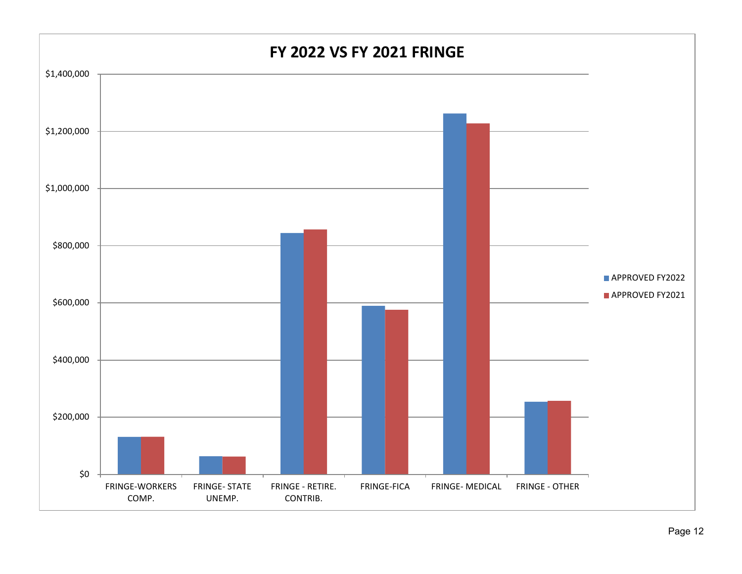# FY 2022 VS FY 2021 FRINGE

| | APPROVED FY2022 | APPROVED FY2021 |
|---|---|---|
| FRINGE-WORKERS COMP. | | |
| FRINGE- STATE UNEMP. | | |
| FRINGE - RETIRE. CONTRIB. | | |
| FRINGE-FICA | | |
| FRINGE- MEDICAL | | |
| FRINGE - OTHER | | |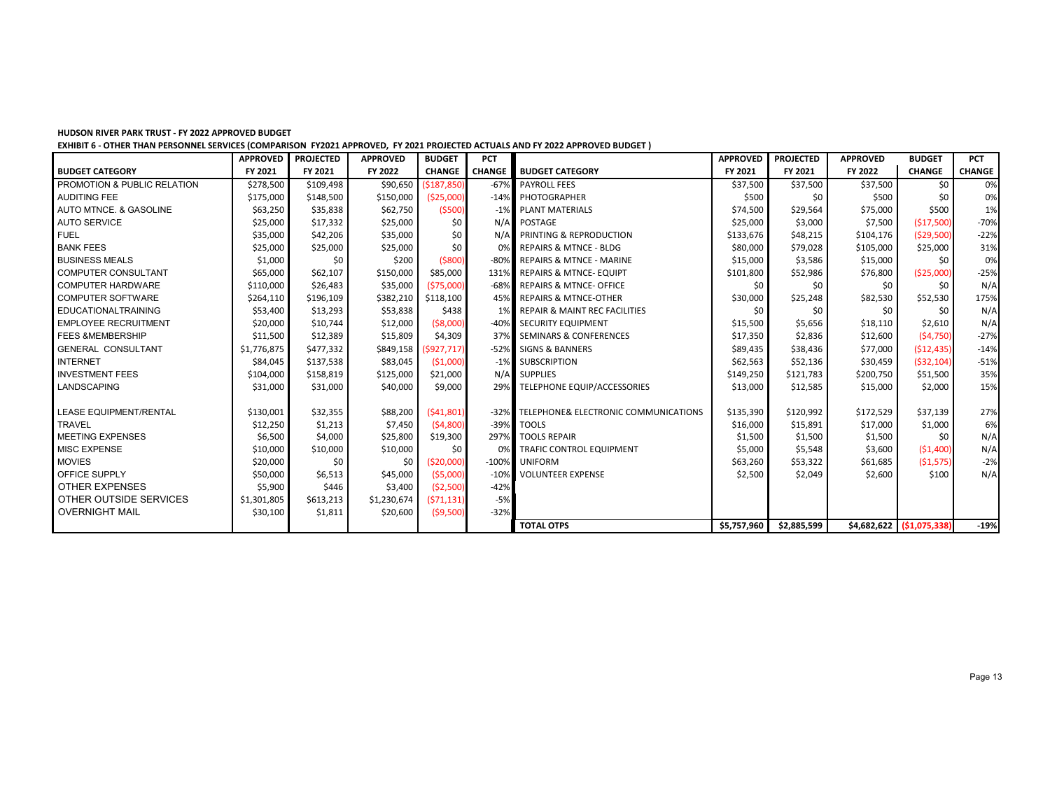**HUDSON RIVER PARK TRUST - FY 2022 APPROVED BUDGET**

**EXHIBIT 6 - OTHER THAN PERSONNEL SERVICES (COMPARISON FY2021 APPROVED, FY 2021 PROJECTED ACTUALS AND FY 2022 APPROVED BUDGET )**

| BUDGET CATEGORY | APPROVED FY 2021 | PROJECTED FY 2021 | APPROVED FY 2022 | BUDGET CHANGE | PCT CHANGE | BUDGET CATEGORY | APPROVED FY 2021 | PROJECTED FY 2021 | APPROVED FY 2022 | BUDGET CHANGE | PCT CHANGE |
|---|---|---|---|---|---|---|---|---|---|---|---|
| PROMOTION & PUBLIC RELATION | $278,500 | $109,498 | $90,650 | ($187,850) | -67% | PAYROLL FEES | $37,500 | $37,500 | $37,500 | $0 | 0% |
| AUDITING FEE | $175,000 | $148,500 | $150,000 | ($25,000) | -14% | PHOTOGRAPHER | $500 | $0 | $500 | $0 | 0% |
| AUTO MTNCE. & GASOLINE | $63,250 | $35,838 | $62,750 | ($500) | -1% | PLANT MATERIALS | $74,500 | $29,564 | $75,000 | $500 | 1% |
| AUTO SERVICE | $25,000 | $17,332 | $25,000 | $0 | N/A | POSTAGE | $25,000 | $3,000 | $7,500 | ($17,500) | -70% |
| FUEL | $35,000 | $42,206 | $35,000 | $0 | N/A | PRINTING & REPRODUCTION | $133,676 | $48,215 | $104,176 | ($29,500) | -22% |
| BANK FEES | $25,000 | $25,000 | $25,000 | $0 | 0% | REPAIRS & MTNCE - BLDG | $80,000 | $79,028 | $105,000 | $25,000 | 31% |
| BUSINESS MEALS | $1,000 | $0 | $200 | ($800) | -80% | REPAIRS & MTNCE - MARINE | $15,000 | $3,586 | $15,000 | $0 | 0% |
| COMPUTER CONSULTANT | $65,000 | $62,107 | $150,000 | $85,000 | 131% | REPAIRS & MTNCE- EQUIPT | $101,800 | $52,986 | $76,800 | ($25,000) | -25% |
| COMPUTER HARDWARE | $110,000 | $26,483 | $35,000 | ($75,000) | -68% | REPAIRS & MTNCE- OFFICE | $0 | $0 | $0 | $0 | N/A |
| COMPUTER SOFTWARE | $264,110 | $196,109 | $382,210 | $118,100 | 45% | REPAIRS & MTNCE-OTHER | $30,000 | $25,248 | $82,530 | $52,530 | 175% |
| EDUCATIONALTRAINING | $53,400 | $13,293 | $53,838 | $438 | 1% | REPAIR & MAINT REC FACILITIES | $0 | $0 | $0 | $0 | N/A |
| EMPLOYEE RECRUITMENT | $20,000 | $10,744 | $12,000 | ($8,000) | -40% | SECURITY EQUIPMENT | $15,500 | $5,656 | $18,110 | $2,610 | N/A |
| FEES &MEMBERSHIP | $11,500 | $12,389 | $15,809 | $4,309 | 37% | SEMINARS & CONFERENCES | $17,350 | $2,836 | $12,600 | ($4,750) | -27% |
| GENERAL CONSULTANT | $1,776,875 | $477,332 | $849,158 | ($927,717) | -52% | SIGNS & BANNERS | $89,435 | $38,436 | $77,000 | ($12,435) | -14% |
| INTERNET | $84,045 | $137,538 | $83,045 | ($1,000) | -1% | SUBSCRIPTION | $62,563 | $52,136 | $30,459 | ($32,104) | -51% |
| INVESTMENT FEES | $104,000 | $158,819 | $125,000 | $21,000 | N/A | SUPPLIES | $149,250 | $121,783 | $200,750 | $51,500 | 35% |
| LANDSCAPING | $31,000 | $31,000 | $40,000 | $9,000 | 29% | TELEPHONE EQUIP/ACCESSORIES | $13,000 | $12,585 | $15,000 | $2,000 | 15% |
| LEASE EQUIPMENT/RENTAL | $130,001 | $32,355 | $88,200 | ($41,801) | -32% | TELEPHONE& ELECTRONIC COMMUNICATIONS | $135,390 | $120,992 | $172,529 | $37,139 | 27% |
| TRAVEL | $12,250 | $1,213 | $7,450 | ($4,800) | -39% | TOOLS | $16,000 | $15,891 | $17,000 | $1,000 | 6% |
| MEETING EXPENSES | $6,500 | $4,000 | $25,800 | $19,300 | 297% | TOOLS REPAIR | $1,500 | $1,500 | $1,500 | $0 | N/A |
| MISC EXPENSE | $10,000 | $10,000 | $10,000 | $0 | 0% | TRAFIC CONTROL EQUIPMENT | $5,000 | $5,548 | $3,600 | ($1,400) | N/A |
| MOVIES | $20,000 | $0 | $0 | ($20,000) | -100% | UNIFORM | $63,260 | $53,322 | $61,685 | ($1,575) | -2% |
| OFFICE SUPPLY | $50,000 | $6,513 | $45,000 | ($5,000) | -10% | VOLUNTEER EXPENSE | $2,500 | $2,049 | $2,600 | $100 | N/A |
| OTHER EXPENSES | $5,900 | $446 | $3,400 | ($2,500) | -42% | | | | | | |
| OTHER OUTSIDE SERVICES | $1,301,805 | $613,213 | $1,230,674 | ($71,131) | -5% | | | | | | |
| OVERNIGHT MAIL | $30,100 | $1,811 | $20,600 | ($9,500) | -32% | | | | | | |
| | | | | | | **TOTAL OTPS** | **$5,757,960** | **$2,885,599** | **$4,682,622** | **($1,075,338)** | **-19%** |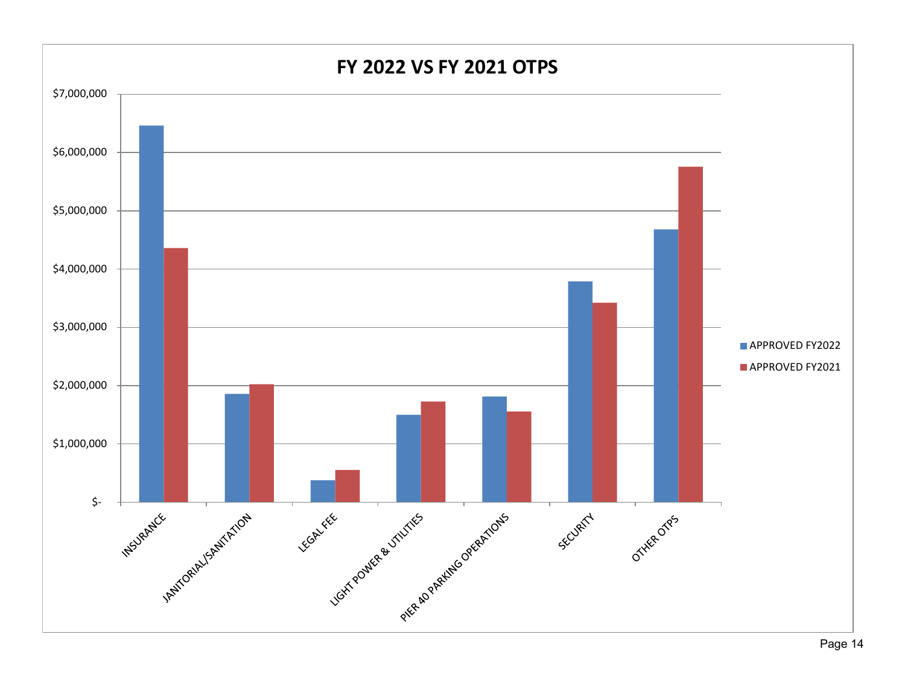# FY 2022 VS FY 2021 OTPS

| Category | APPROVED FY2022 | APPROVED FY2021 |
|---|---|---|
| INSURANCE | | |
| JANITORIAL/SANITATION | | |
| LEGAL FEE | | |
| LIGHT POWER & UTILITIES | | |
| PIER 40 PARKING OPERATIONS | | |
| SECURITY | | |
| OTHER OTPS | | |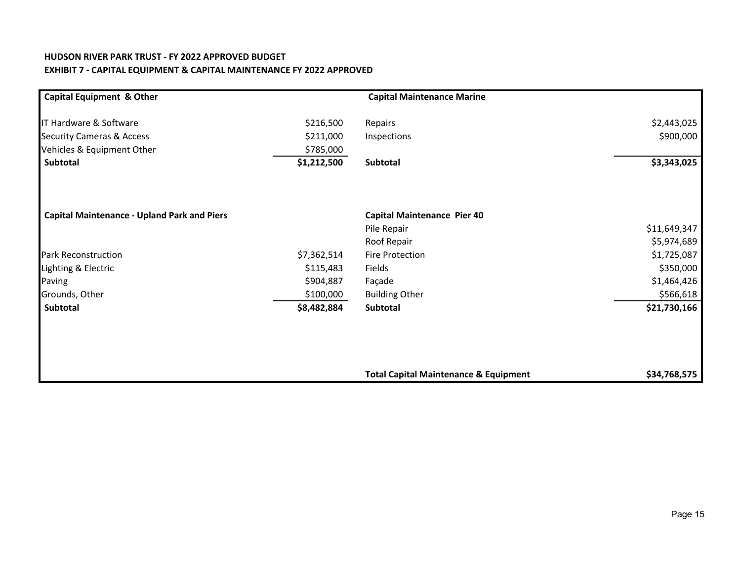**HUDSON RIVER PARK TRUST - FY 2022 APPROVED BUDGET**

**EXHIBIT 7 - CAPITAL EQUIPMENT & CAPITAL MAINTENANCE FY 2022 APPROVED**

| **Capital Equipment & Other** | | **Capital Maintenance Marine** | |
|---|---|---|---|
| IT Hardware & Software | $216,500 | Repairs | $2,443,025 |
| Security Cameras & Access | $211,000 | Inspections | $900,000 |
| Vehicles & Equipment Other | $785,000 | | |
| **Subtotal** | **$1,212,500** | **Subtotal** | **$3,343,025** |
| | | | |
| **Capital Maintenance - Upland Park and Piers** | | **Capital Maintenance Pier 40** | |
| | | Pile Repair | $11,649,347 |
| | | Roof Repair | $5,974,689 |
| Park Reconstruction | $7,362,514 | Fire Protection | $1,725,087 |
| Lighting & Electric | $115,483 | Fields | $350,000 |
| Paving | $904,887 | Façade | $1,464,426 |
| Grounds, Other | $100,000 | Building Other | $566,618 |
| **Subtotal** | **$8,482,884** | **Subtotal** | **$21,730,166** |
| | | | |
| | | **Total Capital Maintenance & Equipment** | **$34,768,575** |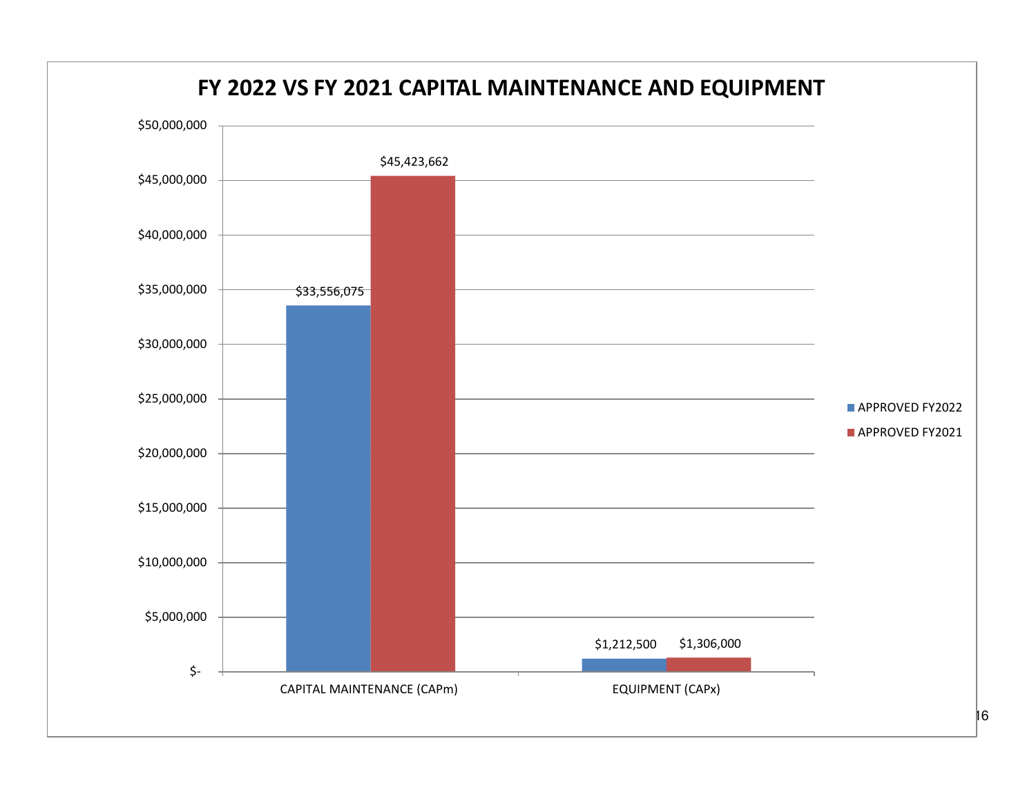# FY 2022 VS FY 2021 CAPITAL MAINTENANCE AND EQUIPMENT

| | APPROVED FY2022 | APPROVED FY2021 |
|---|---|---|
| CAPITAL MAINTENANCE (CAPm) | $33,556,075 | $45,423,662 |
| EQUIPMENT (CAPx) | $1,212,500 | $1,306,000 |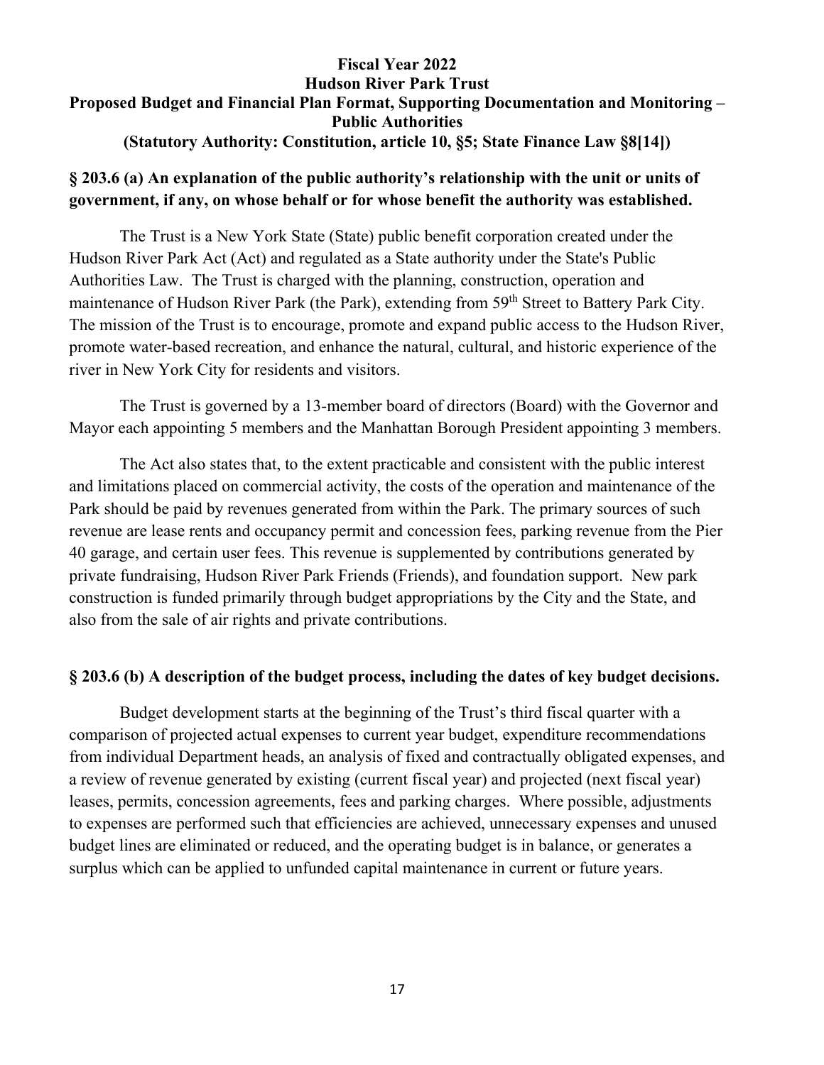**Fiscal Year 2022**
**Hudson River Park Trust**
**Proposed Budget and Financial Plan Format, Supporting Documentation and Monitoring – Public Authorities**
**(Statutory Authority: Constitution, article 10, §5; State Finance Law §8[14])**

## § 203.6 (a) An explanation of the public authority's relationship with the unit or units of government, if any, on whose behalf or for whose benefit the authority was established.

The Trust is a New York State (State) public benefit corporation created under the Hudson River Park Act (Act) and regulated as a State authority under the State's Public Authorities Law. The Trust is charged with the planning, construction, operation and maintenance of Hudson River Park (the Park), extending from 59th Street to Battery Park City. The mission of the Trust is to encourage, promote and expand public access to the Hudson River, promote water-based recreation, and enhance the natural, cultural, and historic experience of the river in New York City for residents and visitors.

The Trust is governed by a 13-member board of directors (Board) with the Governor and Mayor each appointing 5 members and the Manhattan Borough President appointing 3 members.

The Act also states that, to the extent practicable and consistent with the public interest and limitations placed on commercial activity, the costs of the operation and maintenance of the Park should be paid by revenues generated from within the Park. The primary sources of such revenue are lease rents and occupancy permit and concession fees, parking revenue from the Pier 40 garage, and certain user fees. This revenue is supplemented by contributions generated by private fundraising, Hudson River Park Friends (Friends), and foundation support. New park construction is funded primarily through budget appropriations by the City and the State, and also from the sale of air rights and private contributions.

## § 203.6 (b) A description of the budget process, including the dates of key budget decisions.

Budget development starts at the beginning of the Trust's third fiscal quarter with a comparison of projected actual expenses to current year budget, expenditure recommendations from individual Department heads, an analysis of fixed and contractually obligated expenses, and a review of revenue generated by existing (current fiscal year) and projected (next fiscal year) leases, permits, concession agreements, fees and parking charges. Where possible, adjustments to expenses are performed such that efficiencies are achieved, unnecessary expenses and unused budget lines are eliminated or reduced, and the operating budget is in balance, or generates a surplus which can be applied to unfunded capital maintenance in current or future years.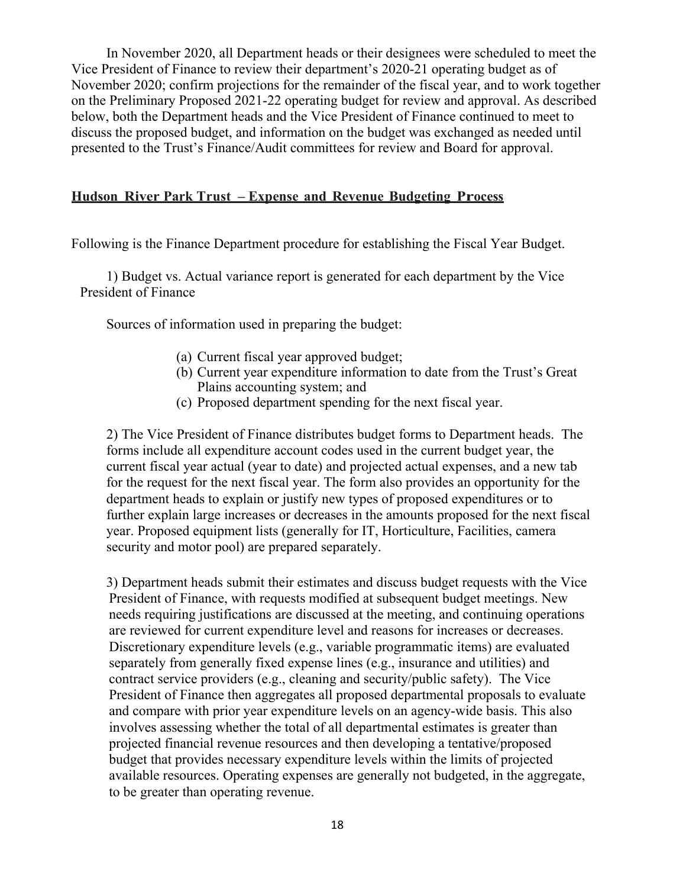In November 2020, all Department heads or their designees were scheduled to meet the Vice President of Finance to review their department's 2020-21 operating budget as of November 2020; confirm projections for the remainder of the fiscal year, and to work together on the Preliminary Proposed 2021-22 operating budget for review and approval. As described below, both the Department heads and the Vice President of Finance continued to meet to discuss the proposed budget, and information on the budget was exchanged as needed until presented to the Trust's Finance/Audit committees for review and Board for approval.

**Hudson River Park Trust – Expense and Revenue Budgeting Process**

Following is the Finance Department procedure for establishing the Fiscal Year Budget.

1) Budget vs. Actual variance report is generated for each department by the Vice President of Finance

Sources of information used in preparing the budget:

(a) Current fiscal year approved budget;
(b) Current year expenditure information to date from the Trust's Great Plains accounting system; and
(c) Proposed department spending for the next fiscal year.

2) The Vice President of Finance distributes budget forms to Department heads. The forms include all expenditure account codes used in the current budget year, the current fiscal year actual (year to date) and projected actual expenses, and a new tab for the request for the next fiscal year. The form also provides an opportunity for the department heads to explain or justify new types of proposed expenditures or to further explain large increases or decreases in the amounts proposed for the next fiscal year. Proposed equipment lists (generally for IT, Horticulture, Facilities, camera security and motor pool) are prepared separately.

3) Department heads submit their estimates and discuss budget requests with the Vice President of Finance, with requests modified at subsequent budget meetings. New needs requiring justifications are discussed at the meeting, and continuing operations are reviewed for current expenditure level and reasons for increases or decreases. Discretionary expenditure levels (e.g., variable programmatic items) are evaluated separately from generally fixed expense lines (e.g., insurance and utilities) and contract service providers (e.g., cleaning and security/public safety). The Vice President of Finance then aggregates all proposed departmental proposals to evaluate and compare with prior year expenditure levels on an agency-wide basis. This also involves assessing whether the total of all departmental estimates is greater than projected financial revenue resources and then developing a tentative/proposed budget that provides necessary expenditure levels within the limits of projected available resources. Operating expenses are generally not budgeted, in the aggregate, to be greater than operating revenue.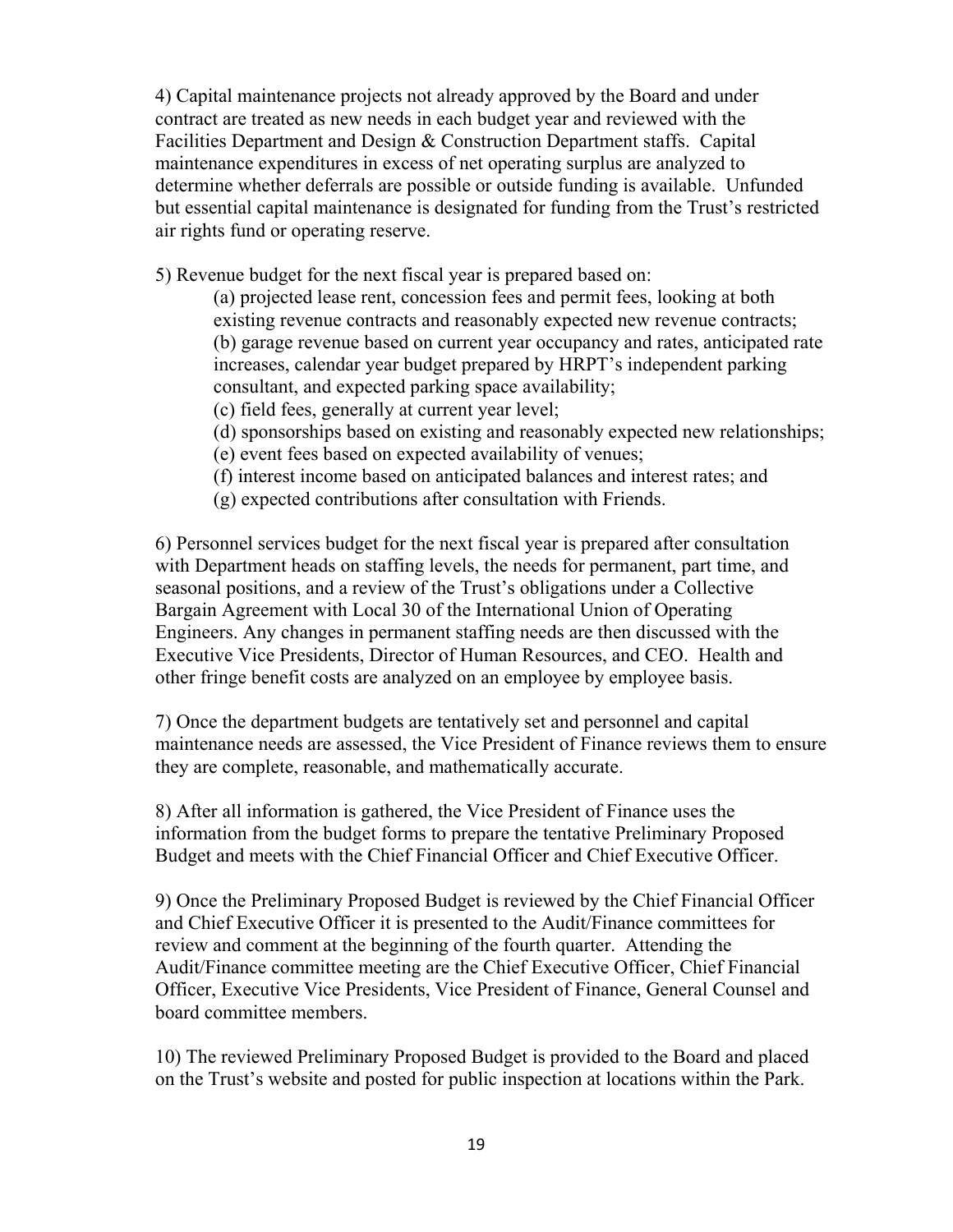4) Capital maintenance projects not already approved by the Board and under contract are treated as new needs in each budget year and reviewed with the Facilities Department and Design & Construction Department staffs. Capital maintenance expenditures in excess of net operating surplus are analyzed to determine whether deferrals are possible or outside funding is available. Unfunded but essential capital maintenance is designated for funding from the Trust's restricted air rights fund or operating reserve.

5) Revenue budget for the next fiscal year is prepared based on:

(a) projected lease rent, concession fees and permit fees, looking at both existing revenue contracts and reasonably expected new revenue contracts;
(b) garage revenue based on current year occupancy and rates, anticipated rate increases, calendar year budget prepared by HRPT's independent parking consultant, and expected parking space availability;
(c) field fees, generally at current year level;
(d) sponsorships based on existing and reasonably expected new relationships;
(e) event fees based on expected availability of venues;
(f) interest income based on anticipated balances and interest rates; and
(g) expected contributions after consultation with Friends.

6) Personnel services budget for the next fiscal year is prepared after consultation with Department heads on staffing levels, the needs for permanent, part time, and seasonal positions, and a review of the Trust's obligations under a Collective Bargain Agreement with Local 30 of the International Union of Operating Engineers. Any changes in permanent staffing needs are then discussed with the Executive Vice Presidents, Director of Human Resources, and CEO. Health and other fringe benefit costs are analyzed on an employee by employee basis.

7) Once the department budgets are tentatively set and personnel and capital maintenance needs are assessed, the Vice President of Finance reviews them to ensure they are complete, reasonable, and mathematically accurate.

8) After all information is gathered, the Vice President of Finance uses the information from the budget forms to prepare the tentative Preliminary Proposed Budget and meets with the Chief Financial Officer and Chief Executive Officer.

9) Once the Preliminary Proposed Budget is reviewed by the Chief Financial Officer and Chief Executive Officer it is presented to the Audit/Finance committees for review and comment at the beginning of the fourth quarter. Attending the Audit/Finance committee meeting are the Chief Executive Officer, Chief Financial Officer, Executive Vice Presidents, Vice President of Finance, General Counsel and board committee members.

10) The reviewed Preliminary Proposed Budget is provided to the Board and placed on the Trust's website and posted for public inspection at locations within the Park.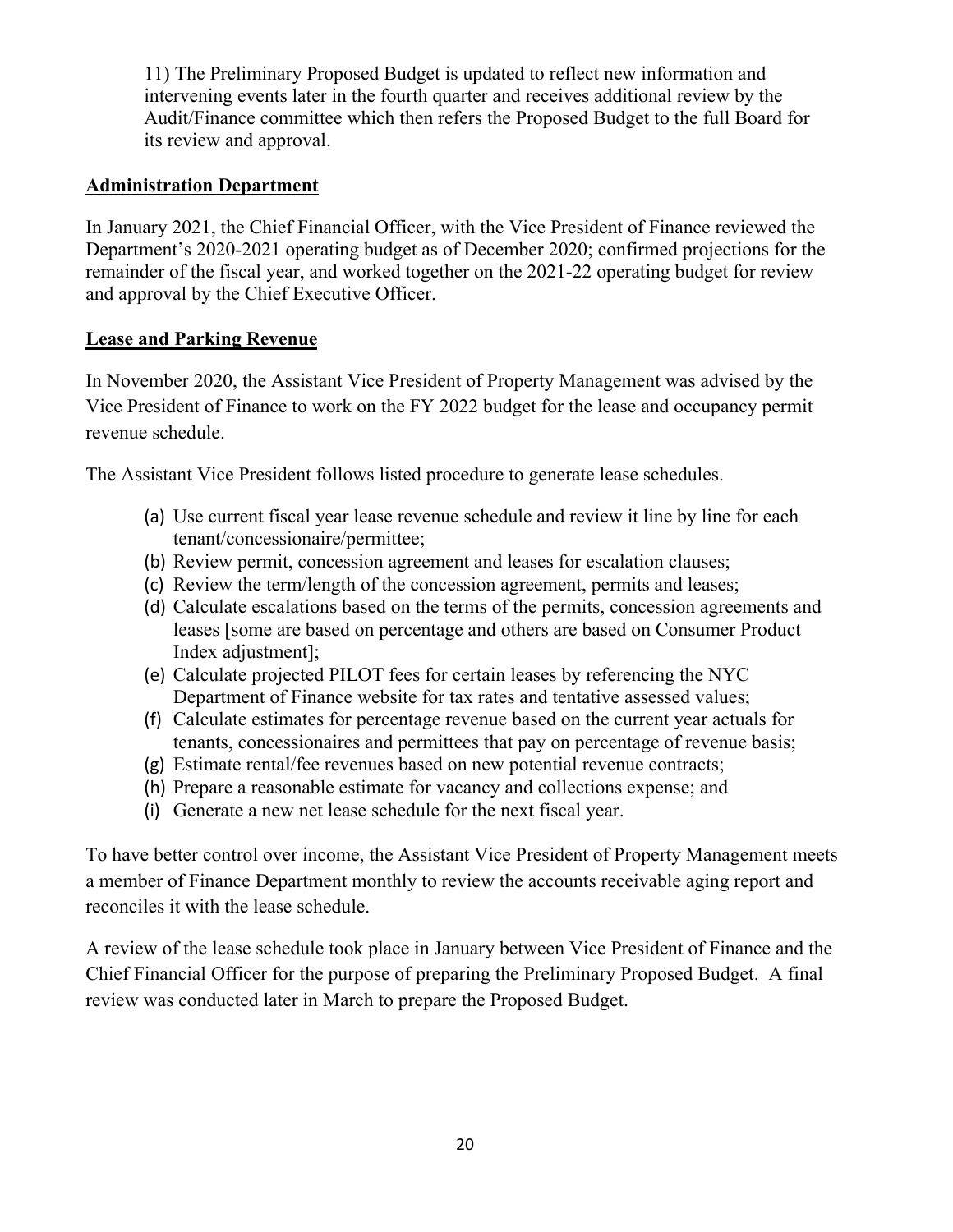11) The Preliminary Proposed Budget is updated to reflect new information and intervening events later in the fourth quarter and receives additional review by the Audit/Finance committee which then refers the Proposed Budget to the full Board for its review and approval.

**Administration Department**

In January 2021, the Chief Financial Officer, with the Vice President of Finance reviewed the Department's 2020-2021 operating budget as of December 2020; confirmed projections for the remainder of the fiscal year, and worked together on the 2021-22 operating budget for review and approval by the Chief Executive Officer.

**Lease and Parking Revenue**

In November 2020, the Assistant Vice President of Property Management was advised by the Vice President of Finance to work on the FY 2022 budget for the lease and occupancy permit revenue schedule.

The Assistant Vice President follows listed procedure to generate lease schedules.

(a) Use current fiscal year lease revenue schedule and review it line by line for each tenant/concessionaire/permittee;
(b) Review permit, concession agreement and leases for escalation clauses;
(c) Review the term/length of the concession agreement, permits and leases;
(d) Calculate escalations based on the terms of the permits, concession agreements and leases [some are based on percentage and others are based on Consumer Product Index adjustment];
(e) Calculate projected PILOT fees for certain leases by referencing the NYC Department of Finance website for tax rates and tentative assessed values;
(f) Calculate estimates for percentage revenue based on the current year actuals for tenants, concessionaires and permittees that pay on percentage of revenue basis;
(g) Estimate rental/fee revenues based on new potential revenue contracts;
(h) Prepare a reasonable estimate for vacancy and collections expense; and
(i) Generate a new net lease schedule for the next fiscal year.

To have better control over income, the Assistant Vice President of Property Management meets a member of Finance Department monthly to review the accounts receivable aging report and reconciles it with the lease schedule.

A review of the lease schedule took place in January between Vice President of Finance and the Chief Financial Officer for the purpose of preparing the Preliminary Proposed Budget. A final review was conducted later in March to prepare the Proposed Budget.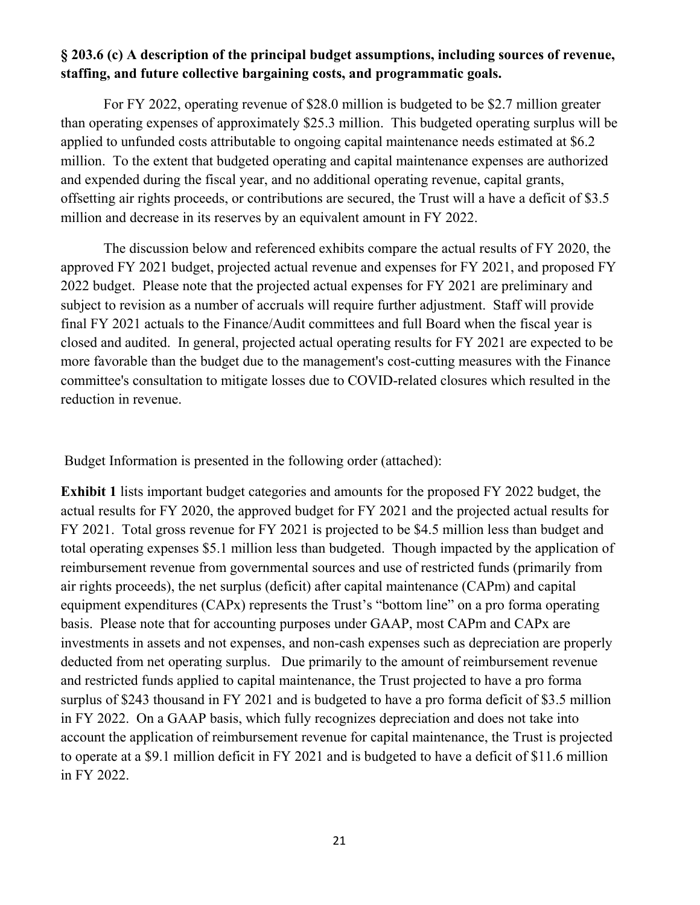**§ 203.6 (c) A description of the principal budget assumptions, including sources of revenue, staffing, and future collective bargaining costs, and programmatic goals.**

For FY 2022, operating revenue of $28.0 million is budgeted to be $2.7 million greater than operating expenses of approximately $25.3 million. This budgeted operating surplus will be applied to unfunded costs attributable to ongoing capital maintenance needs estimated at $6.2 million. To the extent that budgeted operating and capital maintenance expenses are authorized and expended during the fiscal year, and no additional operating revenue, capital grants, offsetting air rights proceeds, or contributions are secured, the Trust will a have a deficit of $3.5 million and decrease in its reserves by an equivalent amount in FY 2022.

The discussion below and referenced exhibits compare the actual results of FY 2020, the approved FY 2021 budget, projected actual revenue and expenses for FY 2021, and proposed FY 2022 budget. Please note that the projected actual expenses for FY 2021 are preliminary and subject to revision as a number of accruals will require further adjustment. Staff will provide final FY 2021 actuals to the Finance/Audit committees and full Board when the fiscal year is closed and audited. In general, projected actual operating results for FY 2021 are expected to be more favorable than the budget due to the management's cost-cutting measures with the Finance committee's consultation to mitigate losses due to COVID-related closures which resulted in the reduction in revenue.

Budget Information is presented in the following order (attached):

**Exhibit 1** lists important budget categories and amounts for the proposed FY 2022 budget, the actual results for FY 2020, the approved budget for FY 2021 and the projected actual results for FY 2021. Total gross revenue for FY 2021 is projected to be $4.5 million less than budget and total operating expenses $5.1 million less than budgeted. Though impacted by the application of reimbursement revenue from governmental sources and use of restricted funds (primarily from air rights proceeds), the net surplus (deficit) after capital maintenance (CAPm) and capital equipment expenditures (CAPx) represents the Trust's "bottom line" on a pro forma operating basis. Please note that for accounting purposes under GAAP, most CAPm and CAPx are investments in assets and not expenses, and non-cash expenses such as depreciation are properly deducted from net operating surplus. Due primarily to the amount of reimbursement revenue and restricted funds applied to capital maintenance, the Trust projected to have a pro forma surplus of $243 thousand in FY 2021 and is budgeted to have a pro forma deficit of $3.5 million in FY 2022. On a GAAP basis, which fully recognizes depreciation and does not take into account the application of reimbursement revenue for capital maintenance, the Trust is projected to operate at a $9.1 million deficit in FY 2021 and is budgeted to have a deficit of $11.6 million in FY 2022.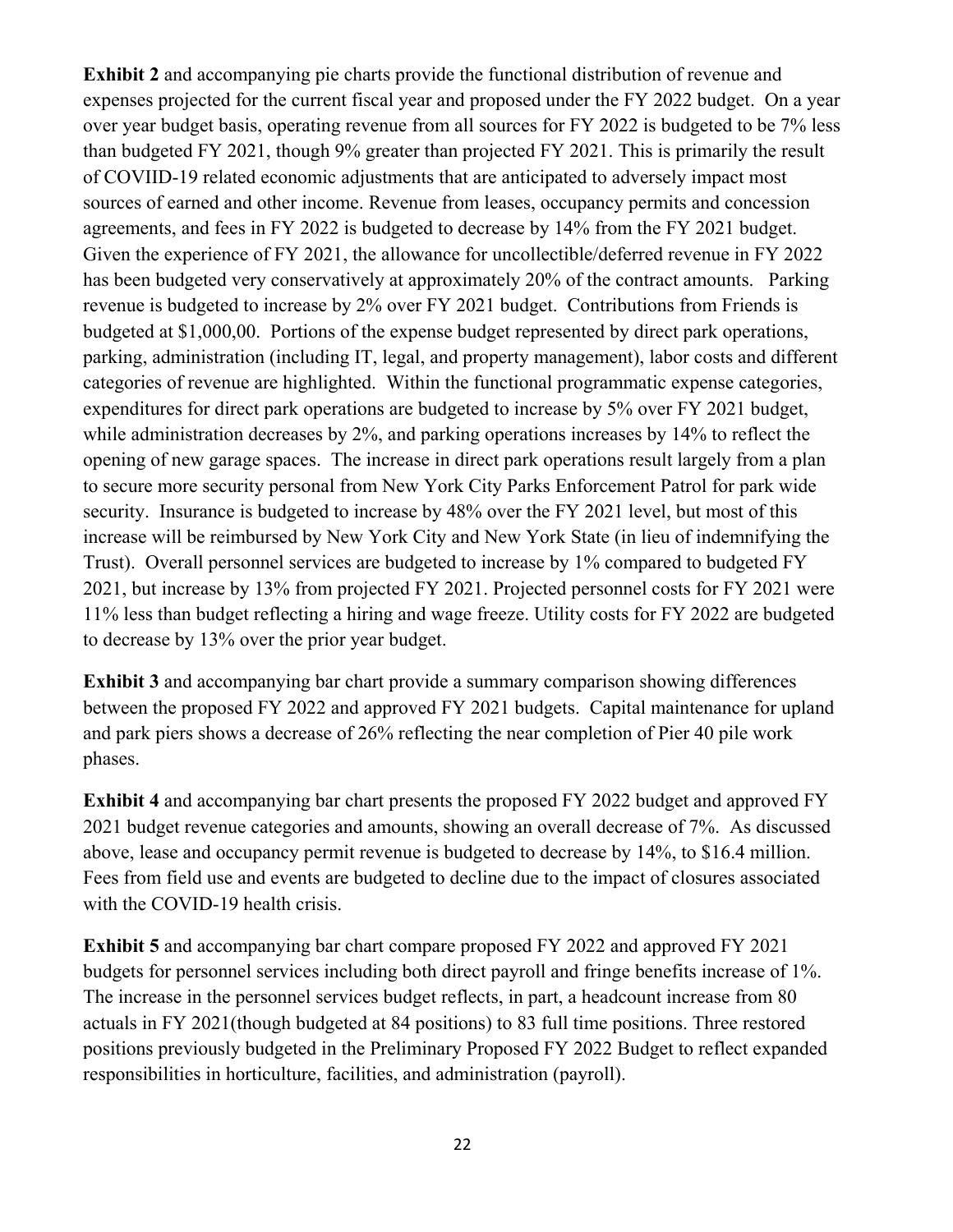**Exhibit 2** and accompanying pie charts provide the functional distribution of revenue and expenses projected for the current fiscal year and proposed under the FY 2022 budget. On a year over year budget basis, operating revenue from all sources for FY 2022 is budgeted to be 7% less than budgeted FY 2021, though 9% greater than projected FY 2021. This is primarily the result of COVIID-19 related economic adjustments that are anticipated to adversely impact most sources of earned and other income. Revenue from leases, occupancy permits and concession agreements, and fees in FY 2022 is budgeted to decrease by 14% from the FY 2021 budget. Given the experience of FY 2021, the allowance for uncollectible/deferred revenue in FY 2022 has been budgeted very conservatively at approximately 20% of the contract amounts. Parking revenue is budgeted to increase by 2% over FY 2021 budget. Contributions from Friends is budgeted at $1,000,00. Portions of the expense budget represented by direct park operations, parking, administration (including IT, legal, and property management), labor costs and different categories of revenue are highlighted. Within the functional programmatic expense categories, expenditures for direct park operations are budgeted to increase by 5% over FY 2021 budget, while administration decreases by 2%, and parking operations increases by 14% to reflect the opening of new garage spaces. The increase in direct park operations result largely from a plan to secure more security personal from New York City Parks Enforcement Patrol for park wide security. Insurance is budgeted to increase by 48% over the FY 2021 level, but most of this increase will be reimbursed by New York City and New York State (in lieu of indemnifying the Trust). Overall personnel services are budgeted to increase by 1% compared to budgeted FY 2021, but increase by 13% from projected FY 2021. Projected personnel costs for FY 2021 were 11% less than budget reflecting a hiring and wage freeze. Utility costs for FY 2022 are budgeted to decrease by 13% over the prior year budget.

**Exhibit 3** and accompanying bar chart provide a summary comparison showing differences between the proposed FY 2022 and approved FY 2021 budgets. Capital maintenance for upland and park piers shows a decrease of 26% reflecting the near completion of Pier 40 pile work phases.

**Exhibit 4** and accompanying bar chart presents the proposed FY 2022 budget and approved FY 2021 budget revenue categories and amounts, showing an overall decrease of 7%. As discussed above, lease and occupancy permit revenue is budgeted to decrease by 14%, to $16.4 million. Fees from field use and events are budgeted to decline due to the impact of closures associated with the COVID-19 health crisis.

**Exhibit 5** and accompanying bar chart compare proposed FY 2022 and approved FY 2021 budgets for personnel services including both direct payroll and fringe benefits increase of 1%. The increase in the personnel services budget reflects, in part, a headcount increase from 80 actuals in FY 2021(though budgeted at 84 positions) to 83 full time positions. Three restored positions previously budgeted in the Preliminary Proposed FY 2022 Budget to reflect expanded responsibilities in horticulture, facilities, and administration (payroll).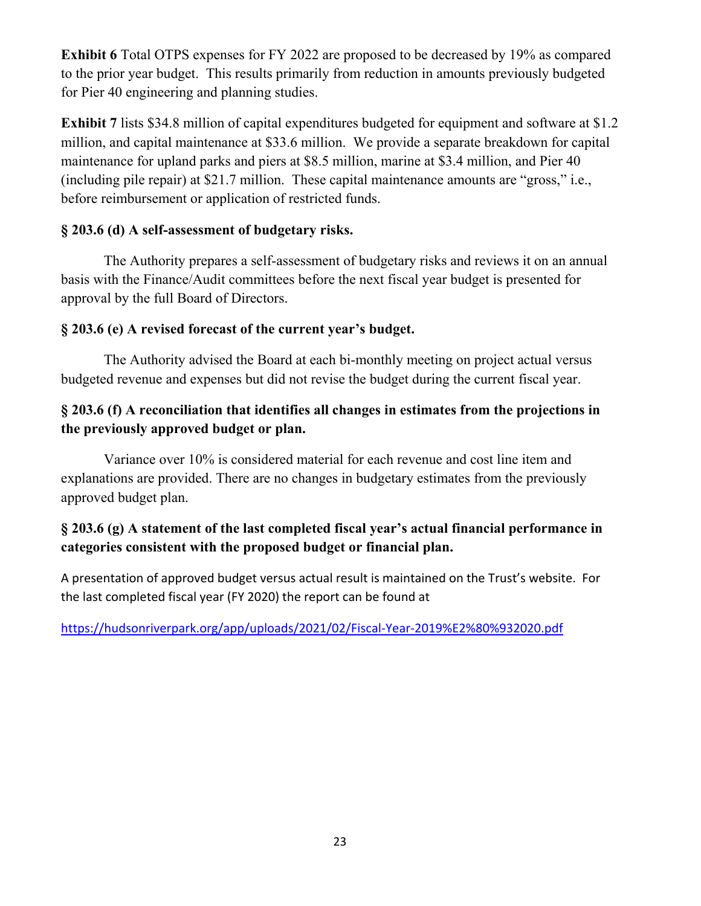**Exhibit 6** Total OTPS expenses for FY 2022 are proposed to be decreased by 19% as compared to the prior year budget. This results primarily from reduction in amounts previously budgeted for Pier 40 engineering and planning studies.

**Exhibit 7** lists $34.8 million of capital expenditures budgeted for equipment and software at $1.2 million, and capital maintenance at $33.6 million. We provide a separate breakdown for capital maintenance for upland parks and piers at $8.5 million, marine at $3.4 million, and Pier 40 (including pile repair) at $21.7 million. These capital maintenance amounts are "gross," i.e., before reimbursement or application of restricted funds.

**§ 203.6 (d) A self-assessment of budgetary risks.**

The Authority prepares a self-assessment of budgetary risks and reviews it on an annual basis with the Finance/Audit committees before the next fiscal year budget is presented for approval by the full Board of Directors.

**§ 203.6 (e) A revised forecast of the current year's budget.**

The Authority advised the Board at each bi-monthly meeting on project actual versus budgeted revenue and expenses but did not revise the budget during the current fiscal year.

**§ 203.6 (f) A reconciliation that identifies all changes in estimates from the projections in the previously approved budget or plan.**

Variance over 10% is considered material for each revenue and cost line item and explanations are provided. There are no changes in budgetary estimates from the previously approved budget plan.

**§ 203.6 (g) A statement of the last completed fiscal year's actual financial performance in categories consistent with the proposed budget or financial plan.**

A presentation of approved budget versus actual result is maintained on the Trust's website. For the last completed fiscal year (FY 2020) the report can be found at

https://hudsonriverpark.org/app/uploads/2021/02/Fiscal-Year-2019%E2%80%932020.pdf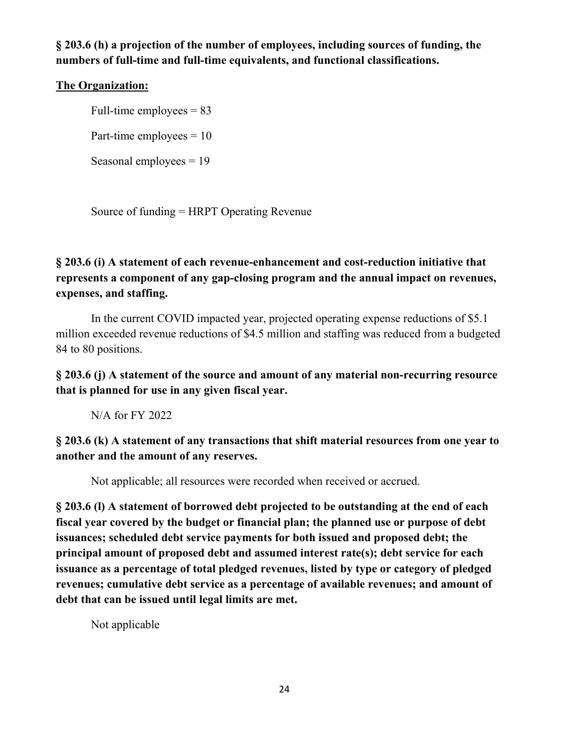**§ 203.6 (h) a projection of the number of employees, including sources of funding, the numbers of full-time and full-time equivalents, and functional classifications.**

**<u>The Organization:</u>**

Full-time employees = 83

Part-time employees = 10

Seasonal employees = 19

Source of funding = HRPT Operating Revenue

**§ 203.6 (i) A statement of each revenue-enhancement and cost-reduction initiative that represents a component of any gap-closing program and the annual impact on revenues, expenses, and staffing.**

In the current COVID impacted year, projected operating expense reductions of $5.1 million exceeded revenue reductions of $4.5 million and staffing was reduced from a budgeted 84 to 80 positions.

**§ 203.6 (j) A statement of the source and amount of any material non-recurring resource that is planned for use in any given fiscal year.**

N/A for FY 2022

**§ 203.6 (k) A statement of any transactions that shift material resources from one year to another and the amount of any reserves.**

Not applicable; all resources were recorded when received or accrued.

**§ 203.6 (l) A statement of borrowed debt projected to be outstanding at the end of each fiscal year covered by the budget or financial plan; the planned use or purpose of debt issuances; scheduled debt service payments for both issued and proposed debt; the principal amount of proposed debt and assumed interest rate(s); debt service for each issuance as a percentage of total pledged revenues, listed by type or category of pledged revenues; cumulative debt service as a percentage of available revenues; and amount of debt that can be issued until legal limits are met.**

Not applicable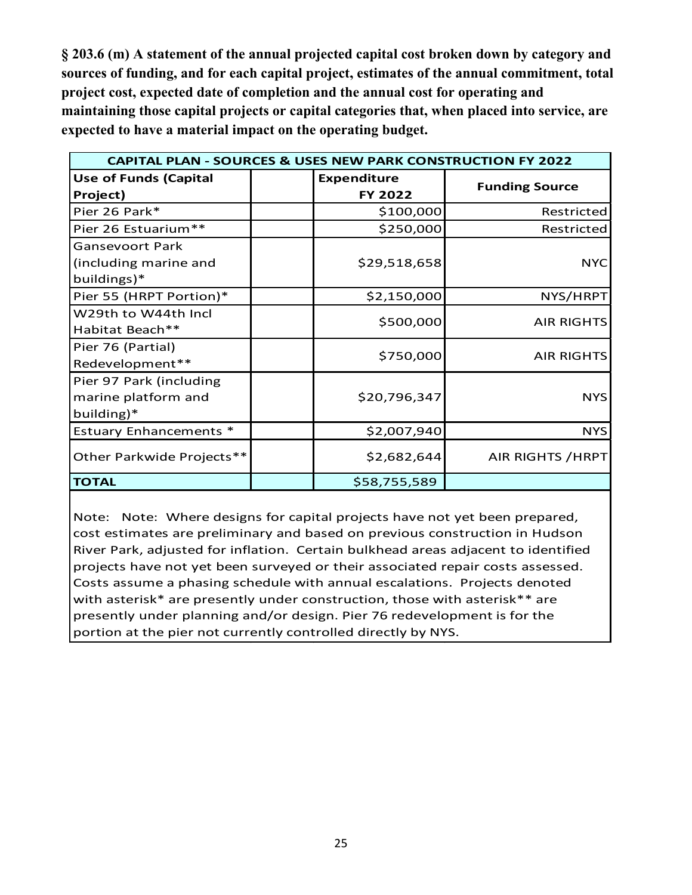**§ 203.6 (m) A statement of the annual projected capital cost broken down by category and sources of funding, and for each capital project, estimates of the annual commitment, total project cost, expected date of completion and the annual cost for operating and maintaining those capital projects or capital categories that, when placed into service, are expected to have a material impact on the operating budget.**

| CAPITAL PLAN - SOURCES & USES NEW PARK CONSTRUCTION FY 2022 | | | |
|---|---|---|---|
| **Use of Funds (Capital Project)** | | **Expenditure FY 2022** | **Funding Source** |
| Pier 26 Park* | | $100,000 | Restricted |
| Pier 26 Estuarium** | | $250,000 | Restricted |
| Gansevoort Park (including marine and buildings)* | | $29,518,658 | NYC |
| Pier 55 (HRPT Portion)* | | $2,150,000 | NYS/HRPT |
| W29th to W44th Incl Habitat Beach** | | $500,000 | AIR RIGHTS |
| Pier 76 (Partial) Redevelopment** | | $750,000 | AIR RIGHTS |
| Pier 97 Park (including marine platform and building)* | | $20,796,347 | NYS |
| Estuary Enhancements * | | $2,007,940 | NYS |
| Other Parkwide Projects** | | $2,682,644 | AIR RIGHTS /HRPT |
| **TOTAL** | | $58,755,589 | |

Note: Note: Where designs for capital projects have not yet been prepared, cost estimates are preliminary and based on previous construction in Hudson River Park, adjusted for inflation. Certain bulkhead areas adjacent to identified projects have not yet been surveyed or their associated repair costs assessed. Costs assume a phasing schedule with annual escalations. Projects denoted with asterisk* are presently under construction, those with asterisk** are presently under planning and/or design. Pier 76 redevelopment is for the portion at the pier not currently controlled directly NYS.